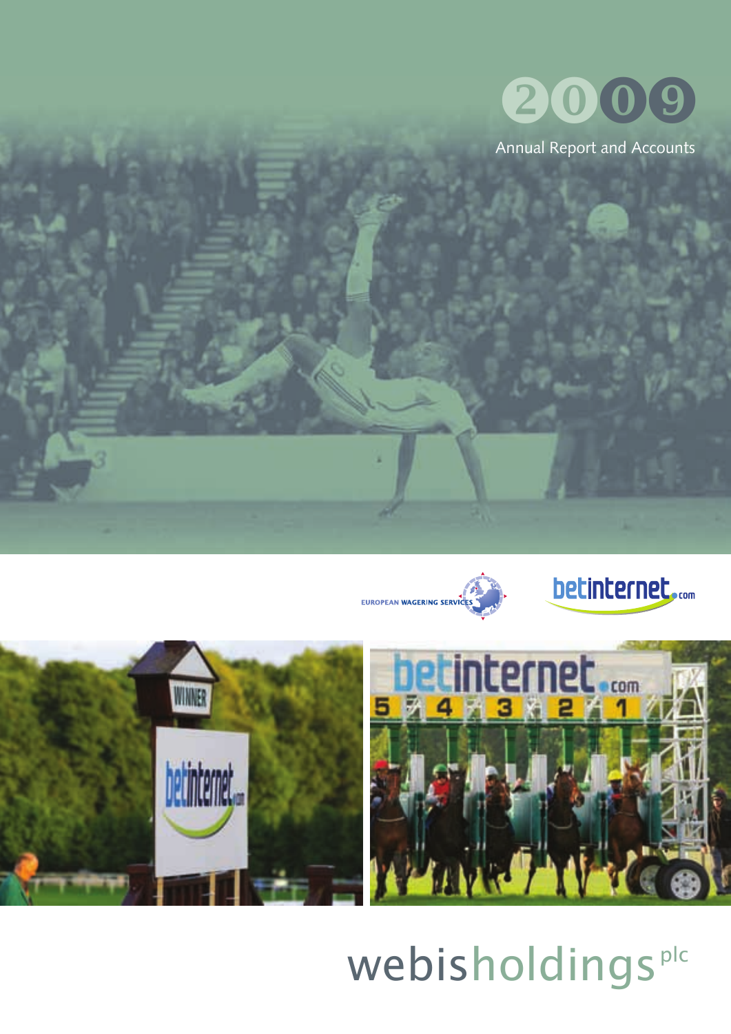# 2009

Annual Report and Accounts

EUROPEAN WAGERING SERVICES

betinternet.com

# webisholdings plc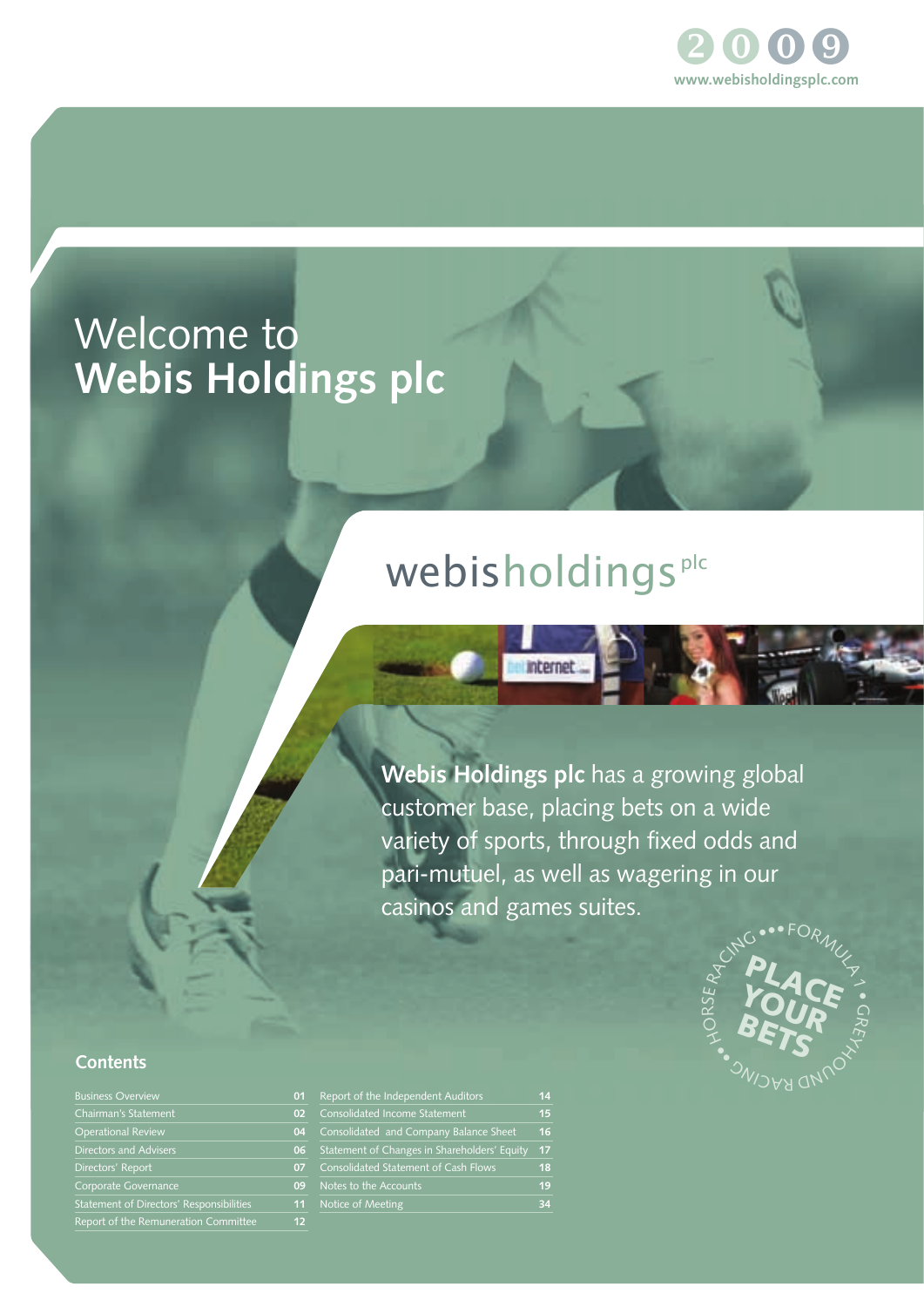2009

www.webisholdingsplc.com

# Welcome to **Webis Holdings plc**

webisholdings plc

**Webis Holdings plc** has a growing global customer base, placing bets on a wide variety of sports, through fixed odds and pari-mutuel, as well as wagering in our casinos and games suites.

PLACE YOUR BETS

HORSE RACING • FORMULA 1 • GREYHOUND RACING

## Contents

| | |
|---|---|
| Business Overview | 01 |
| Chairman's Statement | 02 |
| Operational Review | 04 |
| Directors and Advisers | 06 |
| Directors' Report | 07 |
| Corporate Governance | 09 |
| Statement of Directors' Responsibilities | 11 |
| Report of the Remuneration Committee | 12 |
| Report of the Independent Auditors | 14 |
| Consolidated Income Statement | 15 |
| Consolidated and Company Balance Sheet | 16 |
| Statement of Changes in Shareholders' Equity | 17 |
| Consolidated Statement of Cash Flows | 18 |
| Notes to the Accounts | 19 |
| Notice of Meeting | 34 |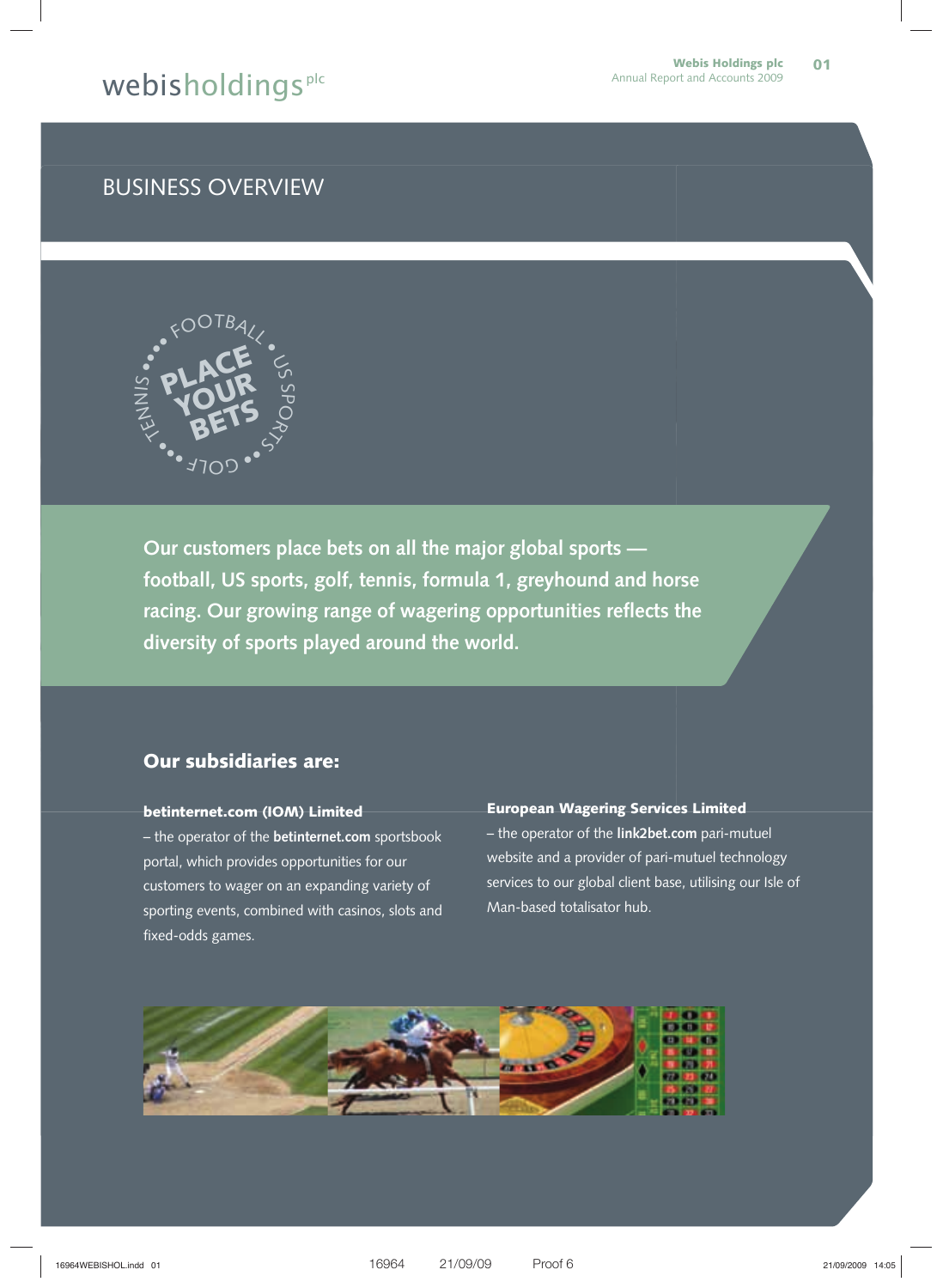# BUSINESS OVERVIEW

FOOTBALL • US SPORTS • GOLF • TENNIS

PLACE YOUR BETS

**Our customers place bets on all the major global sports — football, US sports, golf, tennis, formula 1, greyhound and horse racing. Our growing range of wagering opportunities reflects the diversity of sports played around the world.**

## Our subsidiaries are:

**betinternet.com (IOM) Limited**

– the operator of the **betinternet.com** sportsbook portal, which provides opportunities for our customers to wager on an expanding variety of sporting events, combined with casinos, slots and fixed-odds games.

**European Wagering Services Limited**

– the operator of the **link2bet.com** pari-mutuel website and a provider of pari-mutuel technology services to our global client base, utilising our Isle of Man-based totalisator hub.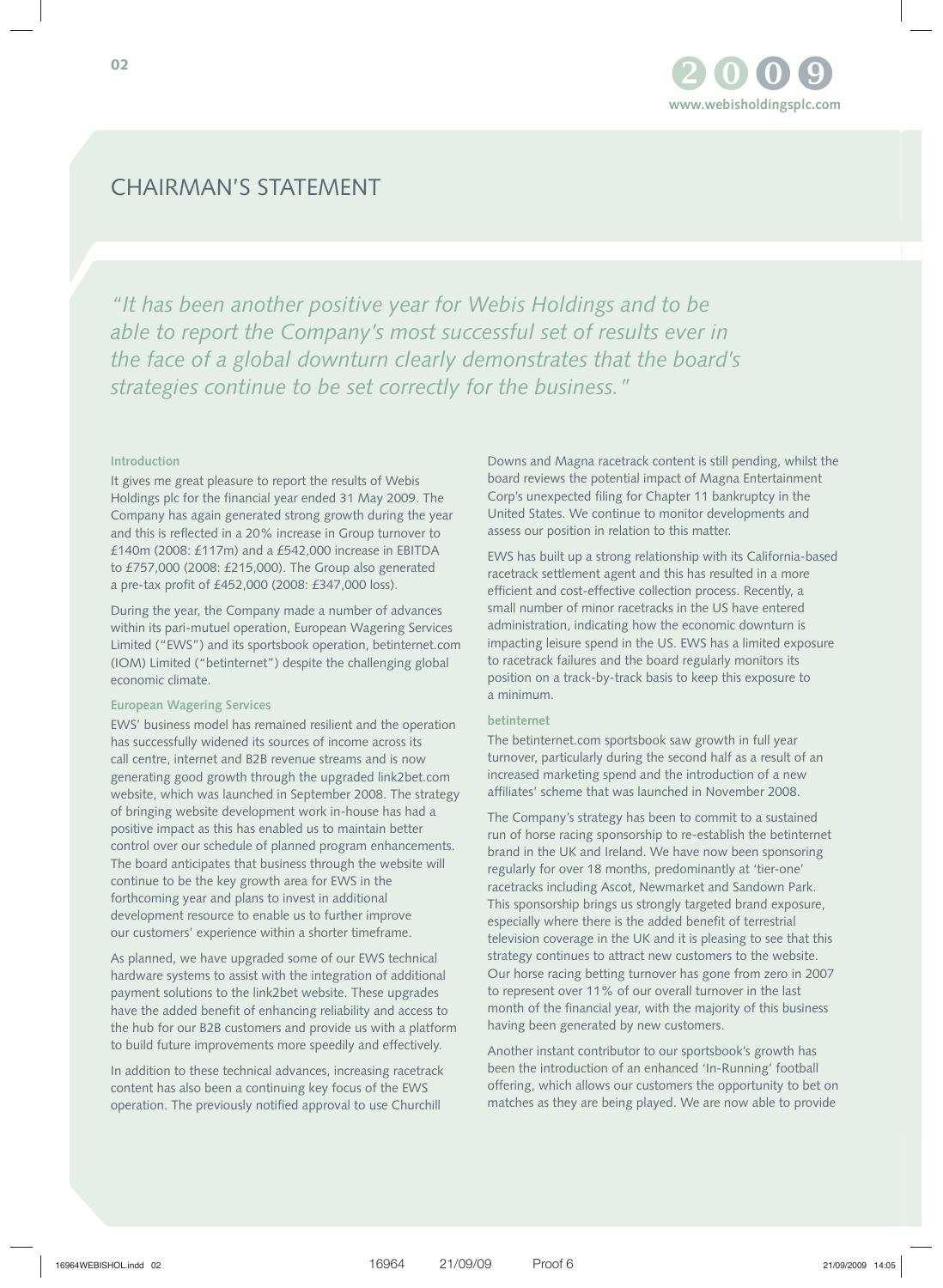# CHAIRMAN'S STATEMENT

*"It has been another positive year for Webis Holdings and to be able to report the Company's most successful set of results ever in the face of a global downturn clearly demonstrates that the board's strategies continue to be set correctly for the business."*

### Introduction

It gives me great pleasure to report the results of Webis Holdings plc for the financial year ended 31 May 2009. The Company has again generated strong growth during the year and this is reflected in a 20% increase in Group turnover to £140m (2008: £117m) and a £542,000 increase in EBITDA to £757,000 (2008: £215,000). The Group also generated a pre-tax profit of £452,000 (2008: £347,000 loss).

During the year, the Company made a number of advances within its pari-mutuel operation, European Wagering Services Limited ("EWS") and its sportsbook operation, betinternet.com (IOM) Limited ("betinternet") despite the challenging global economic climate.

### European Wagering Services

EWS' business model has remained resilient and the operation has successfully widened its sources of income across its call centre, internet and B2B revenue streams and is now generating good growth through the upgraded link2bet.com website, which was launched in September 2008. The strategy of bringing website development work in-house has had a positive impact as this has enabled us to maintain better control over our schedule of planned program enhancements. The board anticipates that business through the website will continue to be the key growth area for EWS in the forthcoming year and plans to invest in additional development resource to enable us to further improve our customers' experience within a shorter timeframe.

As planned, we have upgraded some of our EWS technical hardware systems to assist with the integration of additional payment solutions to the link2bet website. These upgrades have the added benefit of enhancing reliability and access to the hub for our B2B customers and provide us with a platform to build future improvements more speedily and effectively.

In addition to these technical advances, increasing racetrack content has also been a continuing key focus of the EWS operation. The previously notified approval to use Churchill Downs and Magna racetrack content is still pending, whilst the board reviews the potential impact of Magna Entertainment Corp's unexpected filing for Chapter 11 bankruptcy in the United States. We continue to monitor developments and assess our position in relation to this matter.

EWS has built up a strong relationship with its California-based racetrack settlement agent and this has resulted in a more efficient and cost-effective collection process. Recently, a small number of minor racetracks in the US have entered administration, indicating how the economic downturn is impacting leisure spend in the US. EWS has a limited exposure to racetrack failures and the board regularly monitors its position on a track-by-track basis to keep this exposure to a minimum.

### betinternet

The betinternet.com sportsbook saw growth in full year turnover, particularly during the second half as a result of an increased marketing spend and the introduction of a new affiliates' scheme that was launched in November 2008.

The Company's strategy has been to commit to a sustained run of horse racing sponsorship to re-establish the betinternet brand in the UK and Ireland. We have now been sponsoring regularly for over 18 months, predominantly at 'tier-one' racetracks including Ascot, Newmarket and Sandown Park. This sponsorship brings us strongly targeted brand exposure, especially where there is the added benefit of terrestrial television coverage in the UK and it is pleasing to see that this strategy continues to attract new customers to the website. Our horse racing betting turnover has gone from zero in 2007 to represent over 11% of our overall turnover in the last month of the financial year, with the majority of this business having been generated by new customers.

Another instant contributor to our sportsbook's growth has been the introduction of an enhanced 'In-Running' football offering, which allows our customers the opportunity to bet on matches as they are being played. We are now able to provide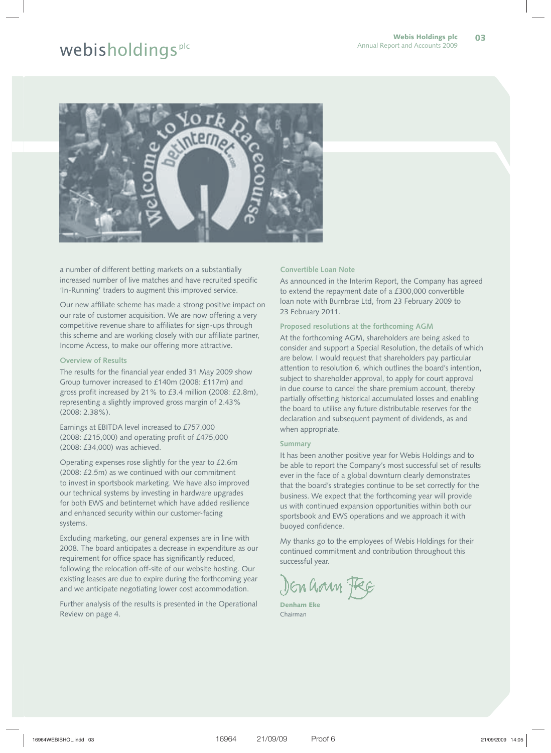a number of different betting markets on a substantially increased number of live matches and have recruited specific 'In-Running' traders to augment this improved service.

Our new affiliate scheme has made a strong positive impact on our rate of customer acquisition. We are now offering a very competitive revenue share to affiliates for sign-ups through this scheme and are working closely with our affiliate partner, Income Access, to make our offering more attractive.

### Overview of Results

The results for the financial year ended 31 May 2009 show Group turnover increased to £140m (2008: £117m) and gross profit increased by 21% to £3.4 million (2008: £2.8m), representing a slightly improved gross margin of 2.43% (2008: 2.38%).

Earnings at EBITDA level increased to £757,000 (2008: £215,000) and operating profit of £475,000 (2008: £34,000) was achieved.

Operating expenses rose slightly for the year to £2.6m (2008: £2.5m) as we continued with our commitment to invest in sportsbook marketing. We have also improved our technical systems by investing in hardware upgrades for both EWS and betinternet which have added resilience and enhanced security within our customer-facing systems.

Excluding marketing, our general expenses are in line with 2008. The board anticipates a decrease in expenditure as our requirement for office space has significantly reduced, following the relocation off-site of our website hosting. Our existing leases are due to expire during the forthcoming year and we anticipate negotiating lower cost accommodation.

Further analysis of the results is presented in the Operational Review on page 4.

### Convertible Loan Note

As announced in the Interim Report, the Company has agreed to extend the repayment date of a £300,000 convertible loan note with Burnbrae Ltd, from 23 February 2009 to 23 February 2011.

### Proposed resolutions at the forthcoming AGM

At the forthcoming AGM, shareholders are being asked to consider and support a Special Resolution, the details of which are below. I would request that shareholders pay particular attention to resolution 6, which outlines the board's intention, subject to shareholder approval, to apply for court approval in due course to cancel the share premium account, thereby partially offsetting historical accumulated losses and enabling the board to utilise any future distributable reserves for the declaration and subsequent payment of dividends, as and when appropriate.

### Summary

It has been another positive year for Webis Holdings and to be able to report the Company's most successful set of results ever in the face of a global downturn clearly demonstrates that the board's strategies continue to be set correctly for the business. We expect that the forthcoming year will provide us with continued expansion opportunities within both our sportsbook and EWS operations and we approach it with buoyed confidence.

My thanks go to the employees of Webis Holdings for their continued commitment and contribution throughout this successful year.

**Denham Eke**
Chairman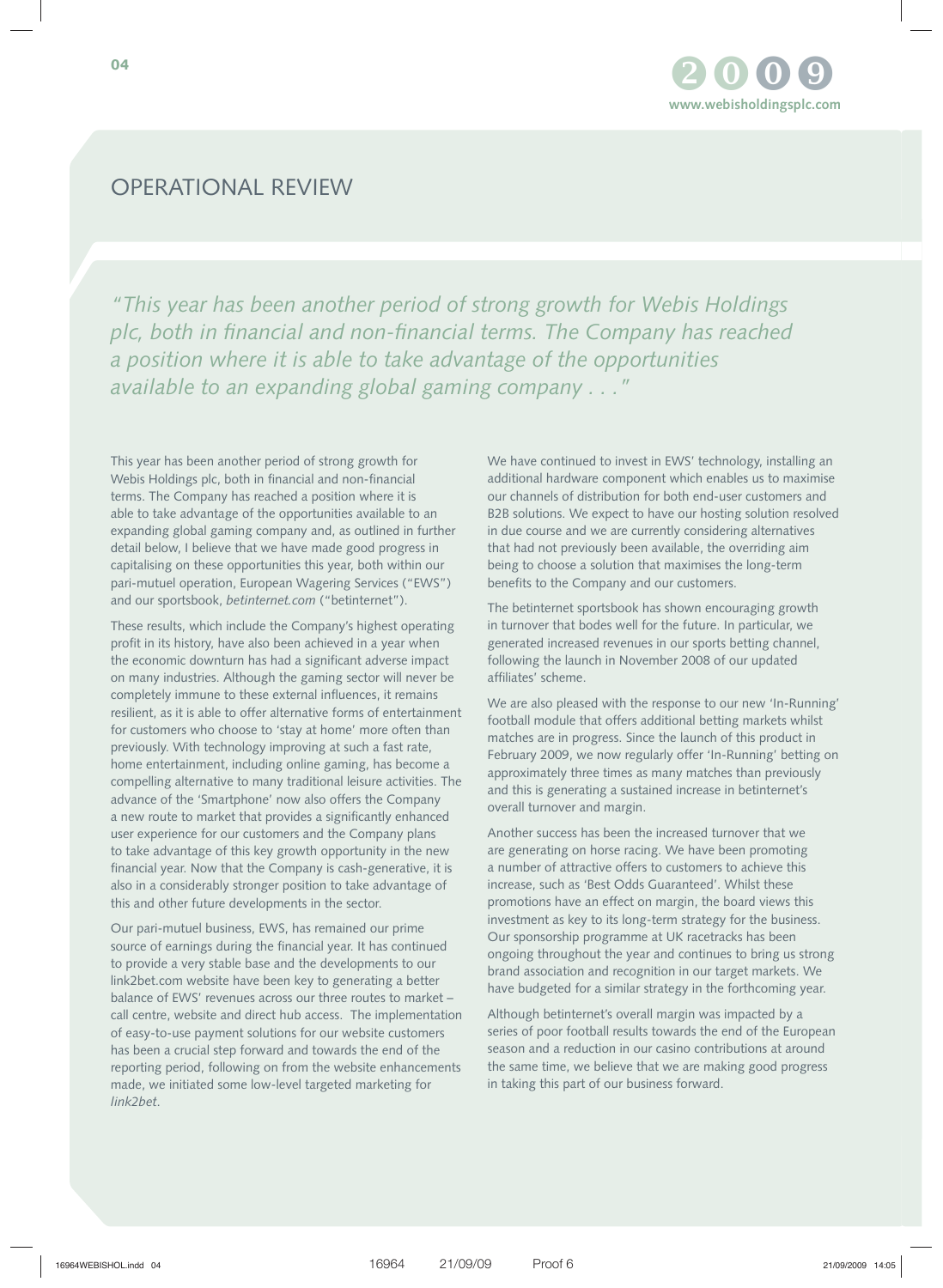# OPERATIONAL REVIEW

*"This year has been another period of strong growth for Webis Holdings plc, both in financial and non-financial terms. The Company has reached a position where it is able to take advantage of the opportunities available to an expanding global gaming company . . ."*

This year has been another period of strong growth for Webis Holdings plc, both in financial and non-financial terms. The Company has reached a position where it is able to take advantage of the opportunities available to an expanding global gaming company and, as outlined in further detail below, I believe that we have made good progress in capitalising on these opportunities this year, both within our pari-mutuel operation, European Wagering Services ("EWS") and our sportsbook, *betinternet.com* ("betinternet").

These results, which include the Company's highest operating profit in its history, have also been achieved in a year when the economic downturn has had a significant adverse impact on many industries. Although the gaming sector will never be completely immune to these external influences, it remains resilient, as it is able to offer alternative forms of entertainment for customers who choose to 'stay at home' more often than previously. With technology improving at such a fast rate, home entertainment, including online gaming, has become a compelling alternative to many traditional leisure activities. The advance of the 'Smartphone' now also offers the Company a new route to market that provides a significantly enhanced user experience for our customers and the Company plans to take advantage of this key growth opportunity in the new financial year. Now that the Company is cash-generative, it is also in a considerably stronger position to take advantage of this and other future developments in the sector.

Our pari-mutuel business, EWS, has remained our prime source of earnings during the financial year. It has continued to provide a very stable base and the developments to our link2bet.com website have been key to generating a better balance of EWS' revenues across our three routes to market – call centre, website and direct hub access. The implementation of easy-to-use payment solutions for our website customers has been a crucial step forward and towards the end of the reporting period, following on from the website enhancements made, we initiated some low-level targeted marketing for *link2bet*.

We have continued to invest in EWS' technology, installing an additional hardware component which enables us to maximise our channels of distribution for both end-user customers and B2B solutions. We expect to have our hosting solution resolved in due course and we are currently considering alternatives that had not previously been available, the overriding aim being to choose a solution that maximises the long-term benefits to the Company and our customers.

The betinternet sportsbook has shown encouraging growth in turnover that bodes well for the future. In particular, we generated increased revenues in our sports betting channel, following the launch in November 2008 of our updated affiliates' scheme.

We are also pleased with the response to our new 'In-Running' football module that offers additional betting markets whilst matches are in progress. Since the launch of this product in February 2009, we now regularly offer 'In-Running' betting on approximately three times as many matches than previously and this is generating a sustained increase in betinternet's overall turnover and margin.

Another success has been the increased turnover that we are generating on horse racing. We have been promoting a number of attractive offers to customers to achieve this increase, such as 'Best Odds Guaranteed'. Whilst these promotions have an effect on margin, the board views this investment as key to its long-term strategy for the business. Our sponsorship programme at UK racetracks has been ongoing throughout the year and continues to bring us strong brand association and recognition in our target markets. We have budgeted for a similar strategy in the forthcoming year.

Although betinternet's overall margin was impacted by a series of poor football results towards the end of the European season and a reduction in our casino contributions at around the same time, we believe that we are making good progress in taking this part of our business forward.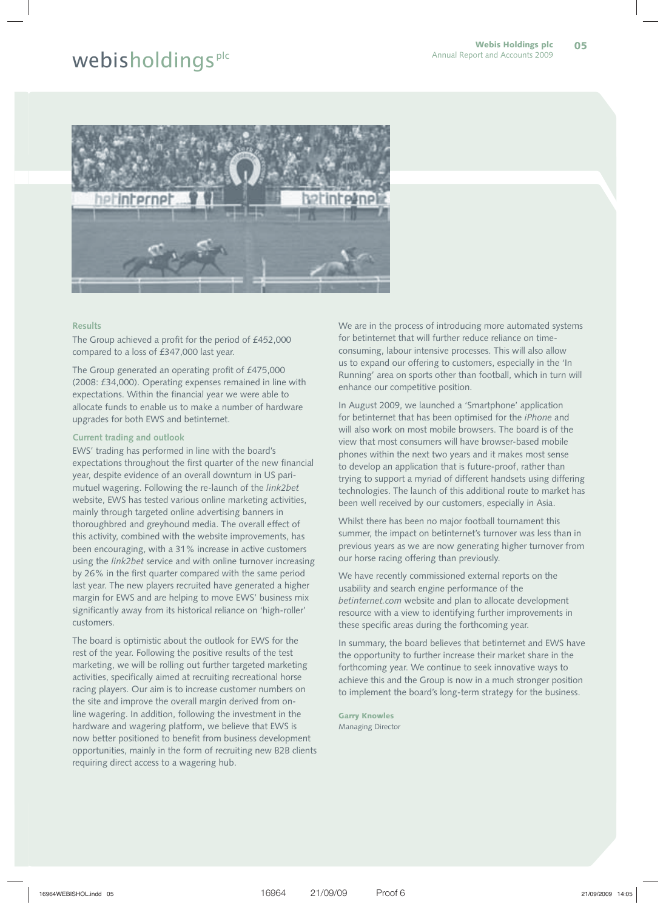### Results

The Group achieved a profit for the period of £452,000 compared to a loss of £347,000 last year.

The Group generated an operating profit of £475,000 (2008: £34,000). Operating expenses remained in line with expectations. Within the financial year we were able to allocate funds to enable us to make a number of hardware upgrades for both EWS and betinternet.

### Current trading and outlook

EWS' trading has performed in line with the board's expectations throughout the first quarter of the new financial year, despite evidence of an overall downturn in US pari-mutuel wagering. Following the re-launch of the *link2bet* website, EWS has tested various online marketing activities, mainly through targeted online advertising banners in thoroughbred and greyhound media. The overall effect of this activity, combined with the website improvements, has been encouraging, with a 31% increase in active customers using the *link2bet* service and with online turnover increasing by 26% in the first quarter compared with the same period last year. The new players recruited have generated a higher margin for EWS and are helping to move EWS' business mix significantly away from its historical reliance on 'high-roller' customers.

The board is optimistic about the outlook for EWS for the rest of the year. Following the positive results of the test marketing, we will be rolling out further targeted marketing activities, specifically aimed at recruiting recreational horse racing players. Our aim is to increase customer numbers on the site and improve the overall margin derived from on-line wagering. In addition, following the investment in the hardware and wagering platform, we believe that EWS is now better positioned to benefit from business development opportunities, mainly in the form of recruiting new B2B clients requiring direct access to a wagering hub.

We are in the process of introducing more automated systems for betinternet that will further reduce reliance on time-consuming, labour intensive processes. This will also allow us to expand our offering to customers, especially in the 'In Running' area on sports other than football, which in turn will enhance our competitive position.

In August 2009, we launched a 'Smartphone' application for betinternet that has been optimised for the *iPhone* and will also work on most mobile browsers. The board is of the view that most consumers will have browser-based mobile phones within the next two years and it makes most sense to develop an application that is future-proof, rather than trying to support a myriad of different handsets using differing technologies. The launch of this additional route to market has been well received by our customers, especially in Asia.

Whilst there has been no major football tournament this summer, the impact on betinternet's turnover was less than in previous years as we are now generating higher turnover from our horse racing offering than previously.

We have recently commissioned external reports on the usability and search engine performance of the *betinternet.com* website and plan to allocate development resource with a view to identifying further improvements in these specific areas during the forthcoming year.

In summary, the board believes that betinternet and EWS have the opportunity to further increase their market share in the forthcoming year. We continue to seek innovative ways to achieve this and the Group is now in a much stronger position to implement the board's long-term strategy for the business.

**Garry Knowles**
Managing Director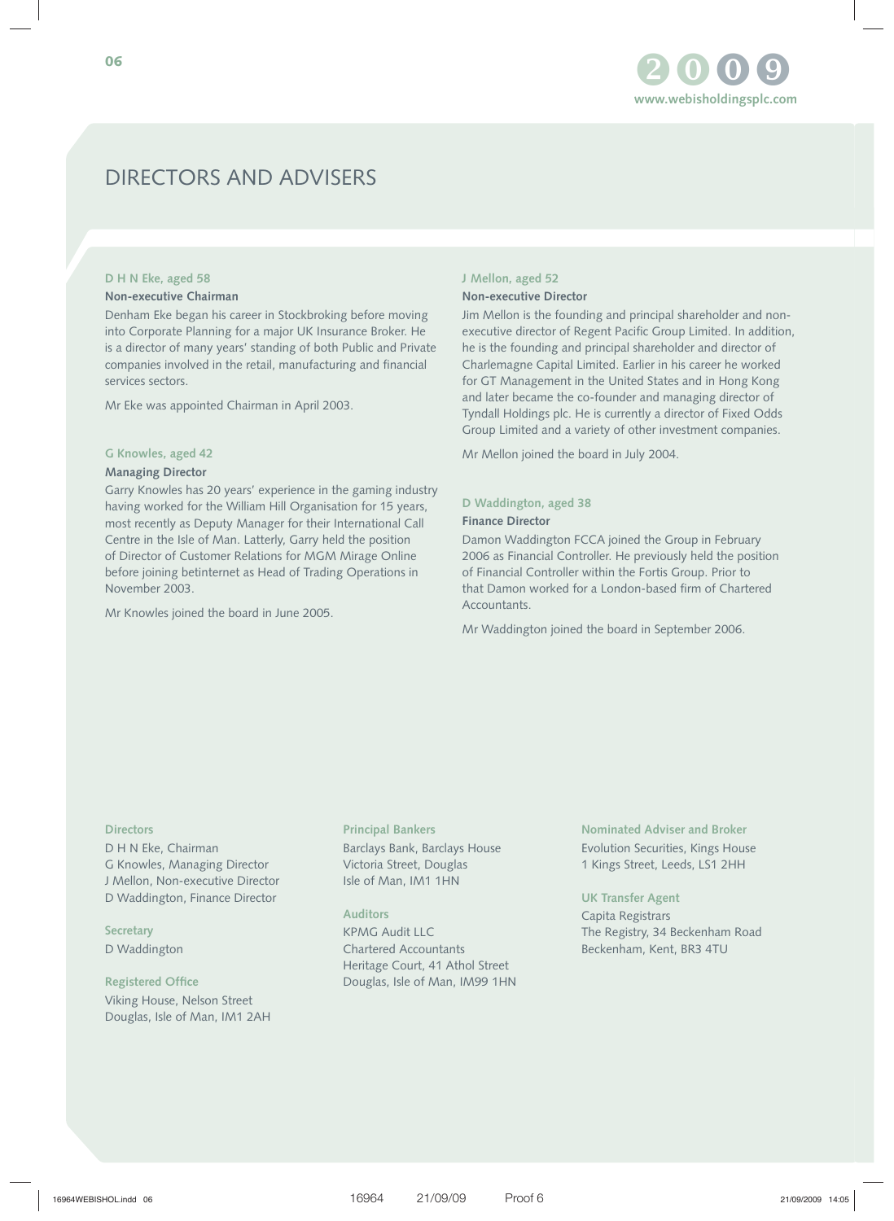# DIRECTORS AND ADVISERS

### D H N Eke, aged 58

**Non-executive Chairman**

Denham Eke began his career in Stockbroking before moving into Corporate Planning for a major UK Insurance Broker. He is a director of many years' standing of both Public and Private companies involved in the retail, manufacturing and financial services sectors.

Mr Eke was appointed Chairman in April 2003.

### G Knowles, aged 42

**Managing Director**

Garry Knowles has 20 years' experience in the gaming industry having worked for the William Hill Organisation for 15 years, most recently as Deputy Manager for their International Call Centre in the Isle of Man. Latterly, Garry held the position of Director of Customer Relations for MGM Mirage Online before joining betinternet as Head of Trading Operations in November 2003.

Mr Knowles joined the board in June 2005.

### J Mellon, aged 52

**Non-executive Director**

Jim Mellon is the founding and principal shareholder and non-executive director of Regent Pacific Group Limited. In addition, he is the founding and principal shareholder and director of Charlemagne Capital Limited. Earlier in his career he worked for GT Management in the United States and in Hong Kong and later became the co-founder and managing director of Tyndall Holdings plc. He is currently a director of Fixed Odds Group Limited and a variety of other investment companies.

Mr Mellon joined the board in July 2004.

### D Waddington, aged 38

**Finance Director**

Damon Waddington FCCA joined the Group in February 2006 as Financial Controller. He previously held the position of Financial Controller within the Fortis Group. Prior to that Damon worked for a London-based firm of Chartered Accountants.

Mr Waddington joined the board in September 2006.

### Directors

D H N Eke, Chairman
G Knowles, Managing Director
J Mellon, Non-executive Director
D Waddington, Finance Director

### Secretary

D Waddington

### Registered Office

Viking House, Nelson Street
Douglas, Isle of Man, IM1 2AH

### Principal Bankers

Barclays Bank, Barclays House
Victoria Street, Douglas
Isle of Man, IM1 1HN

### Auditors

KPMG Audit LLC
Chartered Accountants
Heritage Court, 41 Athol Street
Douglas, Isle of Man, IM99 1HN

### Nominated Adviser and Broker

Evolution Securities, Kings House
1 Kings Street, Leeds, LS1 2HH

### UK Transfer Agent

Capita Registrars
The Registry, 34 Beckenham Road
Beckenham, Kent, BR3 4TU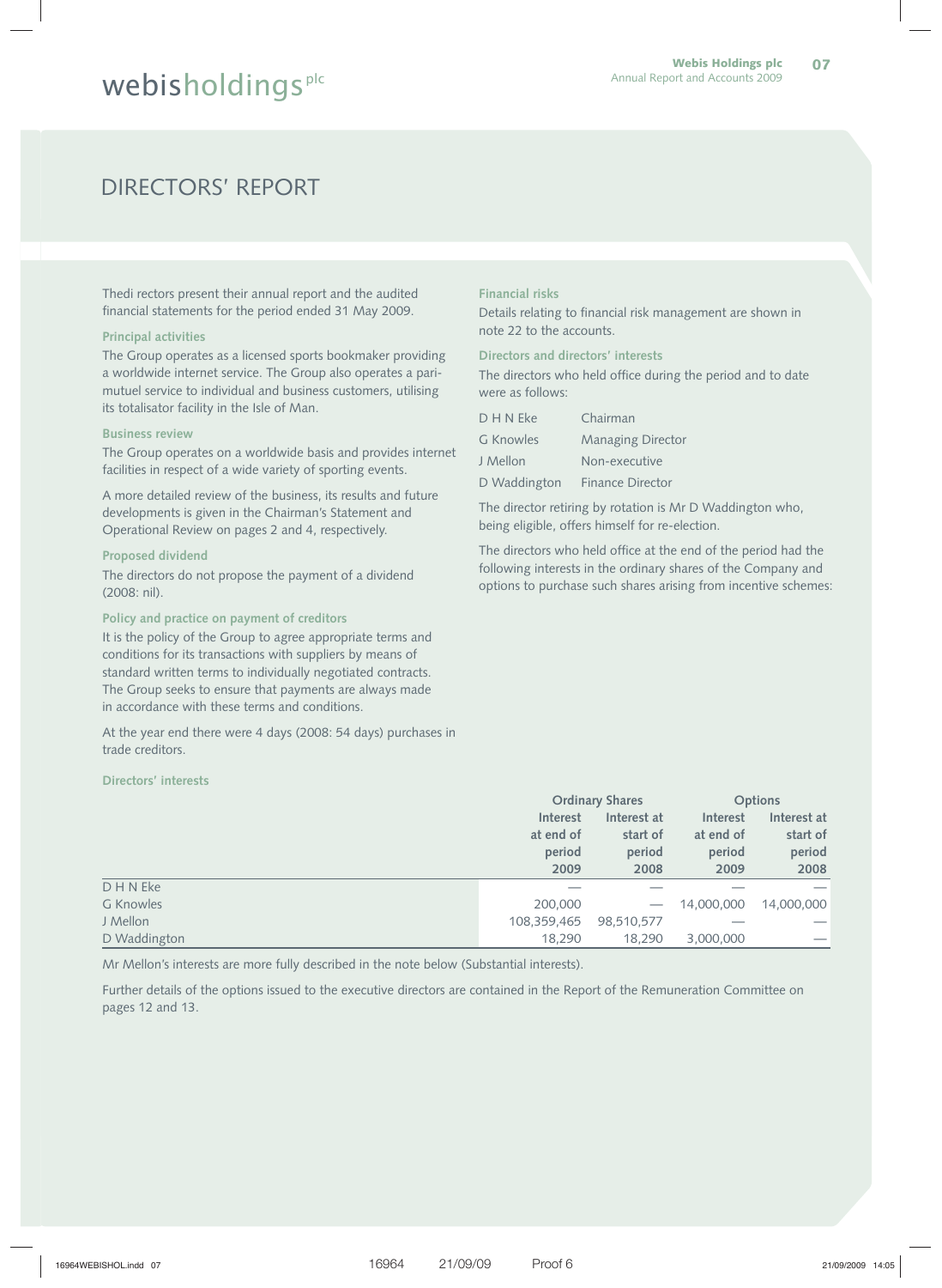# DIRECTORS' REPORT

Thedi rectors present their annual report and the audited financial statements for the period ended 31 May 2009.

### Principal activities

The Group operates as a licensed sports bookmaker providing a worldwide internet service. The Group also operates a pari-mutuel service to individual and business customers, utilising its totalisator facility in the Isle of Man.

### Business review

The Group operates on a worldwide basis and provides internet facilities in respect of a wide variety of sporting events.

A more detailed review of the business, its results and future developments is given in the Chairman's Statement and Operational Review on pages 2 and 4, respectively.

### Proposed dividend

The directors do not propose the payment of a dividend (2008: nil).

### Policy and practice on payment of creditors

It is the policy of the Group to agree appropriate terms and conditions for its transactions with suppliers by means of standard written terms to individually negotiated contracts. The Group seeks to ensure that payments are always made in accordance with these terms and conditions.

At the year end there were 4 days (2008: 54 days) purchases in trade creditors.

### Financial risks

Details relating to financial risk management are shown in note 22 to the accounts.

### Directors and directors' interests

The directors who held office during the period and to date were as follows:

| | |
|---|---|
| D H N Eke | Chairman |
| G Knowles | Managing Director |
| J Mellon | Non-executive |
| D Waddington | Finance Director |

The director retiring by rotation is Mr D Waddington who, being eligible, offers himself for re-election.

The directors who held office at the end of the period had the following interests in the ordinary shares of the Company and options to purchase such shares arising from incentive schemes:

### Directors' interests

| | Ordinary Shares | | Options | |
|---|---|---|---|---|
| | Interest at end of period 2009 | Interest at start of period 2008 | Interest at end of period 2009 | Interest at start of period 2008 |
| D H N Eke | — | — | — | — |
| G Knowles | 200,000 | — | 14,000,000 | 14,000,000 |
| J Mellon | 108,359,465 | 98,510,577 | — | — |
| D Waddington | 18,290 | 18,290 | 3,000,000 | — |

Mr Mellon's interests are more fully described in the note below (Substantial interests).

Further details of the options issued to the executive directors are contained in the Report of the Remuneration Committee on pages 12 and 13.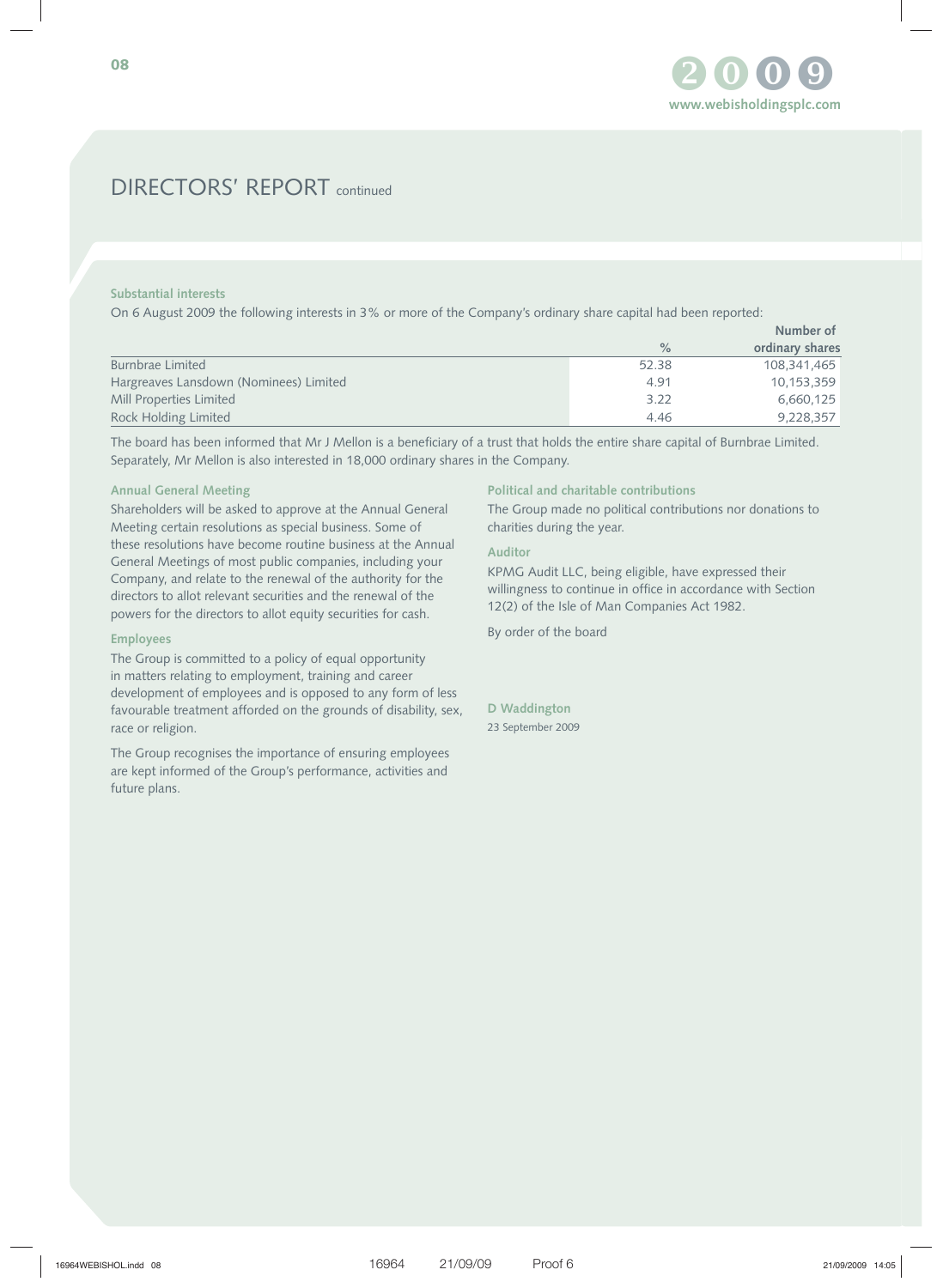# DIRECTORS' REPORT continued

### Substantial interests

On 6 August 2009 the following interests in 3% or more of the Company's ordinary share capital had been reported:

| | % | Number of ordinary shares |
|---|---|---|
| Burnbrae Limited | 52.38 | 108,341,465 |
| Hargreaves Lansdown (Nominees) Limited | 4.91 | 10,153,359 |
| Mill Properties Limited | 3.22 | 6,660,125 |
| Rock Holding Limited | 4.46 | 9,228,357 |

The board has been informed that Mr J Mellon is a beneficiary of a trust that holds the entire share capital of Burnbrae Limited. Separately, Mr Mellon is also interested in 18,000 ordinary shares in the Company.

### Annual General Meeting

Shareholders will be asked to approve at the Annual General Meeting certain resolutions as special business. Some of these resolutions have become routine business at the Annual General Meetings of most public companies, including your Company, and relate to the renewal of the authority for the directors to allot relevant securities and the renewal of the powers for the directors to allot equity securities for cash.

### Employees

The Group is committed to a policy of equal opportunity in matters relating to employment, training and career development of employees and is opposed to any form of less favourable treatment afforded on the grounds of disability, sex, race or religion.

The Group recognises the importance of ensuring employees are kept informed of the Group's performance, activities and future plans.

### Political and charitable contributions

The Group made no political contributions nor donations to charities during the year.

### Auditor

KPMG Audit LLC, being eligible, have expressed their willingness to continue in office in accordance with Section 12(2) of the Isle of Man Companies Act 1982.

By order of the board

**D Waddington**
23 September 2009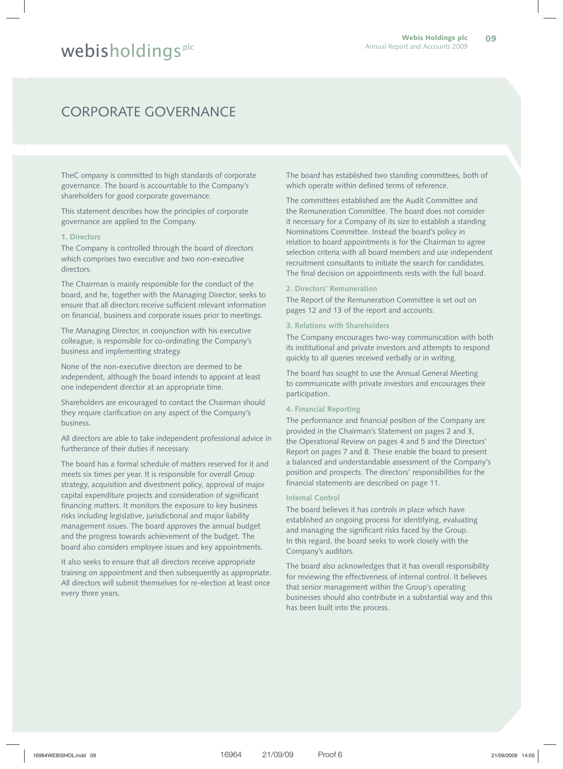# CORPORATE GOVERNANCE

TheC ompany is committed to high standards of corporate governance. The board is accountable to the Company's shareholders for good corporate governance.

This statement describes how the principles of corporate governance are applied to the Company.

### 1. Directors

The Company is controlled through the board of directors which comprises two executive and two non-executive directors.

The Chairman is mainly responsible for the conduct of the board, and he, together with the Managing Director, seeks to ensure that all directors receive sufficient relevant information on financial, business and corporate issues prior to meetings.

The Managing Director, in conjunction with his executive colleague, is responsible for co-ordinating the Company's business and implementing strategy.

None of the non-executive directors are deemed to be independent, although the board intends to appoint at least one independent director at an appropriate time.

Shareholders are encouraged to contact the Chairman should they require clarification on any aspect of the Company's business.

All directors are able to take independent professional advice in furtherance of their duties if necessary.

The board has a formal schedule of matters reserved for it and meets six times per year. It is responsible for overall Group strategy, acquisition and divestment policy, approval of major capital expenditure projects and consideration of significant financing matters. It monitors the exposure to key business risks including legislative, jurisdictional and major liability management issues. The board approves the annual budget and the progress towards achievement of the budget. The board also considers employee issues and key appointments.

It also seeks to ensure that all directors receive appropriate training on appointment and then subsequently as appropriate. All directors will submit themselves for re-election at least once every three years.

The board has established two standing committees, both of which operate within defined terms of reference.

The committees established are the Audit Committee and the Remuneration Committee. The board does not consider it necessary for a Company of its size to establish a standing Nominations Committee. Instead the board's policy in relation to board appointments is for the Chairman to agree selection criteria with all board members and use independent recruitment consultants to initiate the search for candidates. The final decision on appointments rests with the full board.

### 2. Directors' Remuneration

The Report of the Remuneration Committee is set out on pages 12 and 13 of the report and accounts.

### 3. Relations with Shareholders

The Company encourages two-way communication with both its institutional and private investors and attempts to respond quickly to all queries received verbally or in writing.

The board has sought to use the Annual General Meeting to communicate with private investors and encourages their participation.

### 4. Financial Reporting

The performance and financial position of the Company are provided in the Chairman's Statement on pages 2 and 3, the Operational Review on pages 4 and 5 and the Directors' Report on pages 7 and 8. These enable the board to present a balanced and understandable assessment of the Company's position and prospects. The directors' responsibilities for the financial statements are described on page 11.

### Internal Control

The board believes it has controls in place which have established an ongoing process for identifying, evaluating and managing the significant risks faced by the Group. In this regard, the board seeks to work closely with the Company's auditors.

The board also acknowledges that it has overall responsibility for reviewing the effectiveness of internal control. It believes that senior management within the Group's operating businesses should also contribute in a substantial way and this has been built into the process.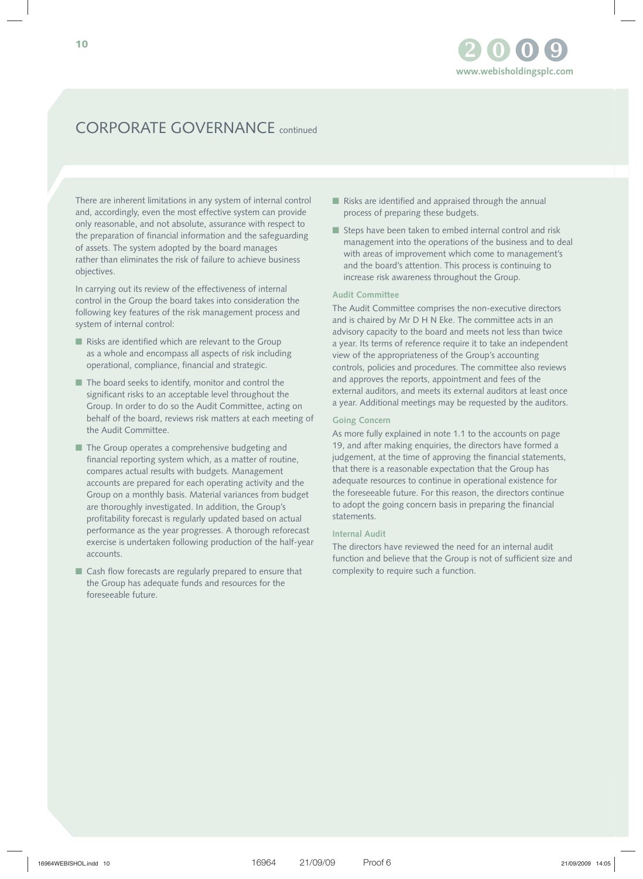## CORPORATE GOVERNANCE continued

There are inherent limitations in any system of internal control and, accordingly, even the most effective system can provide only reasonable, and not absolute, assurance with respect to the preparation of financial information and the safeguarding of assets. The system adopted by the board manages rather than eliminates the risk of failure to achieve business objectives.

In carrying out its review of the effectiveness of internal control in the Group the board takes into consideration the following key features of the risk management process and system of internal control:

- Risks are identified which are relevant to the Group as a whole and encompass all aspects of risk including operational, compliance, financial and strategic.
- The board seeks to identify, monitor and control the significant risks to an acceptable level throughout the Group. In order to do so the Audit Committee, acting on behalf of the board, reviews risk matters at each meeting of the Audit Committee.
- The Group operates a comprehensive budgeting and financial reporting system which, as a matter of routine, compares actual results with budgets. Management accounts are prepared for each operating activity and the Group on a monthly basis. Material variances from budget are thoroughly investigated. In addition, the Group's profitability forecast is regularly updated based on actual performance as the year progresses. A thorough reforecast exercise is undertaken following production of the half-year accounts.
- Cash flow forecasts are regularly prepared to ensure that the Group has adequate funds and resources for the foreseeable future.
- Risks are identified and appraised through the annual process of preparing these budgets.
- Steps have been taken to embed internal control and risk management into the operations of the business and to deal with areas of improvement which come to management's and the board's attention. This process is continuing to increase risk awareness throughout the Group.

### Audit Committee

The Audit Committee comprises the non-executive directors and is chaired by Mr D H N Eke. The committee acts in an advisory capacity to the board and meets not less than twice a year. Its terms of reference require it to take an independent view of the appropriateness of the Group's accounting controls, policies and procedures. The committee also reviews and approves the reports, appointment and fees of the external auditors, and meets its external auditors at least once a year. Additional meetings may be requested by the auditors.

### Going Concern

As more fully explained in note 1.1 to the accounts on page 19, and after making enquiries, the directors have formed a judgement, at the time of approving the financial statements, that there is a reasonable expectation that the Group has adequate resources to continue in operational existence for the foreseeable future. For this reason, the directors continue to adopt the going concern basis in preparing the financial statements.

### Internal Audit

The directors have reviewed the need for an internal audit function and believe that the Group is not of sufficient size and complexity to require such a function.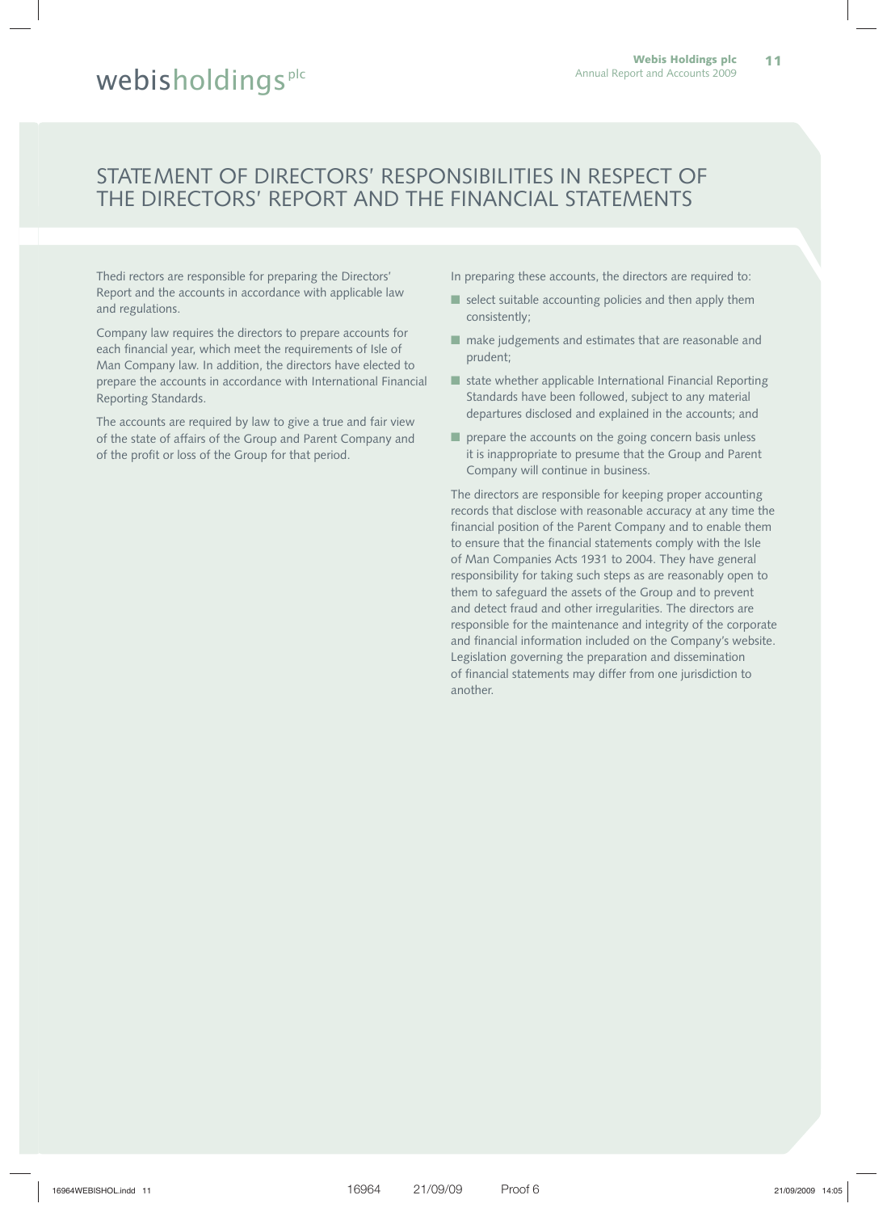# STATEMENT OF DIRECTORS' RESPONSIBILITIES IN RESPECT OF THE DIRECTORS' REPORT AND THE FINANCIAL STATEMENTS

Thedi rectors are responsible for preparing the Directors' Report and the accounts in accordance with applicable law and regulations.

Company law requires the directors to prepare accounts for each financial year, which meet the requirements of Isle of Man Company law. In addition, the directors have elected to prepare the accounts in accordance with International Financial Reporting Standards.

The accounts are required by law to give a true and fair view of the state of affairs of the Group and Parent Company and of the profit or loss of the Group for that period.

In preparing these accounts, the directors are required to:

- select suitable accounting policies and then apply them consistently;
- make judgements and estimates that are reasonable and prudent;
- state whether applicable International Financial Reporting Standards have been followed, subject to any material departures disclosed and explained in the accounts; and
- prepare the accounts on the going concern basis unless it is inappropriate to presume that the Group and Parent Company will continue in business.

The directors are responsible for keeping proper accounting records that disclose with reasonable accuracy at any time the financial position of the Parent Company and to enable them to ensure that the financial statements comply with the Isle of Man Companies Acts 1931 to 2004. They have general responsibility for taking such steps as are reasonably open to them to safeguard the assets of the Group and to prevent and detect fraud and other irregularities. The directors are responsible for the maintenance and integrity of the corporate and financial information included on the Company's website. Legislation governing the preparation and dissemination of financial statements may differ from one jurisdiction to another.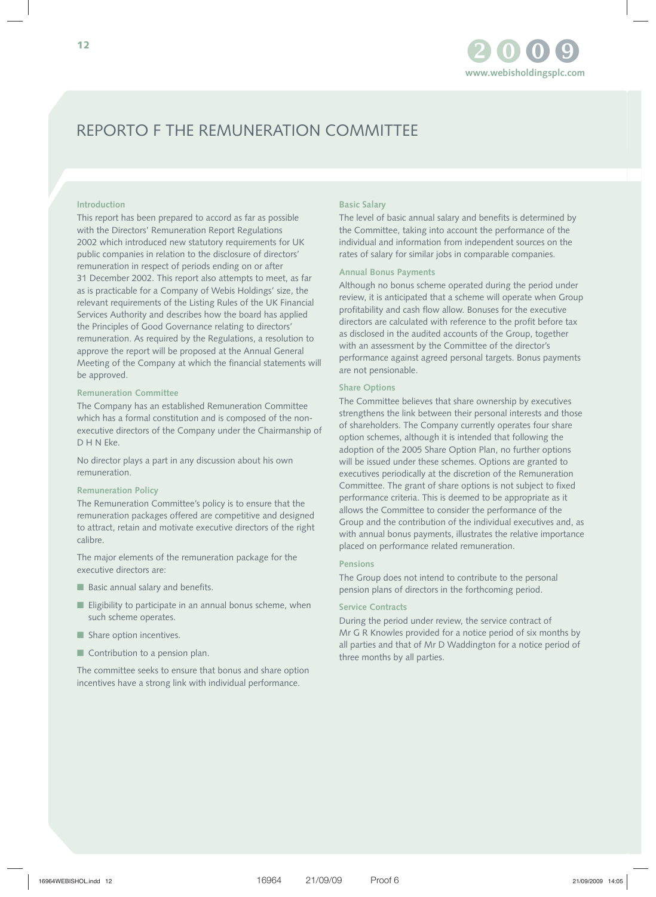# REPORTO F THE REMUNERATION COMMITTEE

### Introduction

This report has been prepared to accord as far as possible with the Directors' Remuneration Report Regulations 2002 which introduced new statutory requirements for UK public companies in relation to the disclosure of directors' remuneration in respect of periods ending on or after 31 December 2002. This report also attempts to meet, as far as is practicable for a Company of Webis Holdings' size, the relevant requirements of the Listing Rules of the UK Financial Services Authority and describes how the board has applied the Principles of Good Governance relating to directors' remuneration. As required by the Regulations, a resolution to approve the report will be proposed at the Annual General Meeting of the Company at which the financial statements will be approved.

### Remuneration Committee

The Company has an established Remuneration Committee which has a formal constitution and is composed of the non-executive directors of the Company under the Chairmanship of D H N Eke.

No director plays a part in any discussion about his own remuneration.

### Remuneration Policy

The Remuneration Committee's policy is to ensure that the remuneration packages offered are competitive and designed to attract, retain and motivate executive directors of the right calibre.

The major elements of the remuneration package for the executive directors are:

- Basic annual salary and benefits.
- Eligibility to participate in an annual bonus scheme, when such scheme operates.
- Share option incentives.
- Contribution to a pension plan.

The committee seeks to ensure that bonus and share option incentives have a strong link with individual performance.

### Basic Salary

The level of basic annual salary and benefits is determined by the Committee, taking into account the performance of the individual and information from independent sources on the rates of salary for similar jobs in comparable companies.

### Annual Bonus Payments

Although no bonus scheme operated during the period under review, it is anticipated that a scheme will operate when Group profitability and cash flow allow. Bonuses for the executive directors are calculated with reference to the profit before tax as disclosed in the audited accounts of the Group, together with an assessment by the Committee of the director's performance against agreed personal targets. Bonus payments are not pensionable.

### Share Options

The Committee believes that share ownership by executives strengthens the link between their personal interests and those of shareholders. The Company currently operates four share option schemes, although it is intended that following the adoption of the 2005 Share Option Plan, no further options will be issued under these schemes. Options are granted to executives periodically at the discretion of the Remuneration Committee. The grant of share options is not subject to fixed performance criteria. This is deemed to be appropriate as it allows the Committee to consider the performance of the Group and the contribution of the individual executives and, as with annual bonus payments, illustrates the relative importance placed on performance related remuneration.

### Pensions

The Group does not intend to contribute to the personal pension plans of directors in the forthcoming period.

### Service Contracts

During the period under review, the service contract of Mr G R Knowles provided for a notice period of six months by all parties and that of Mr D Waddington for a notice period of three months by all parties.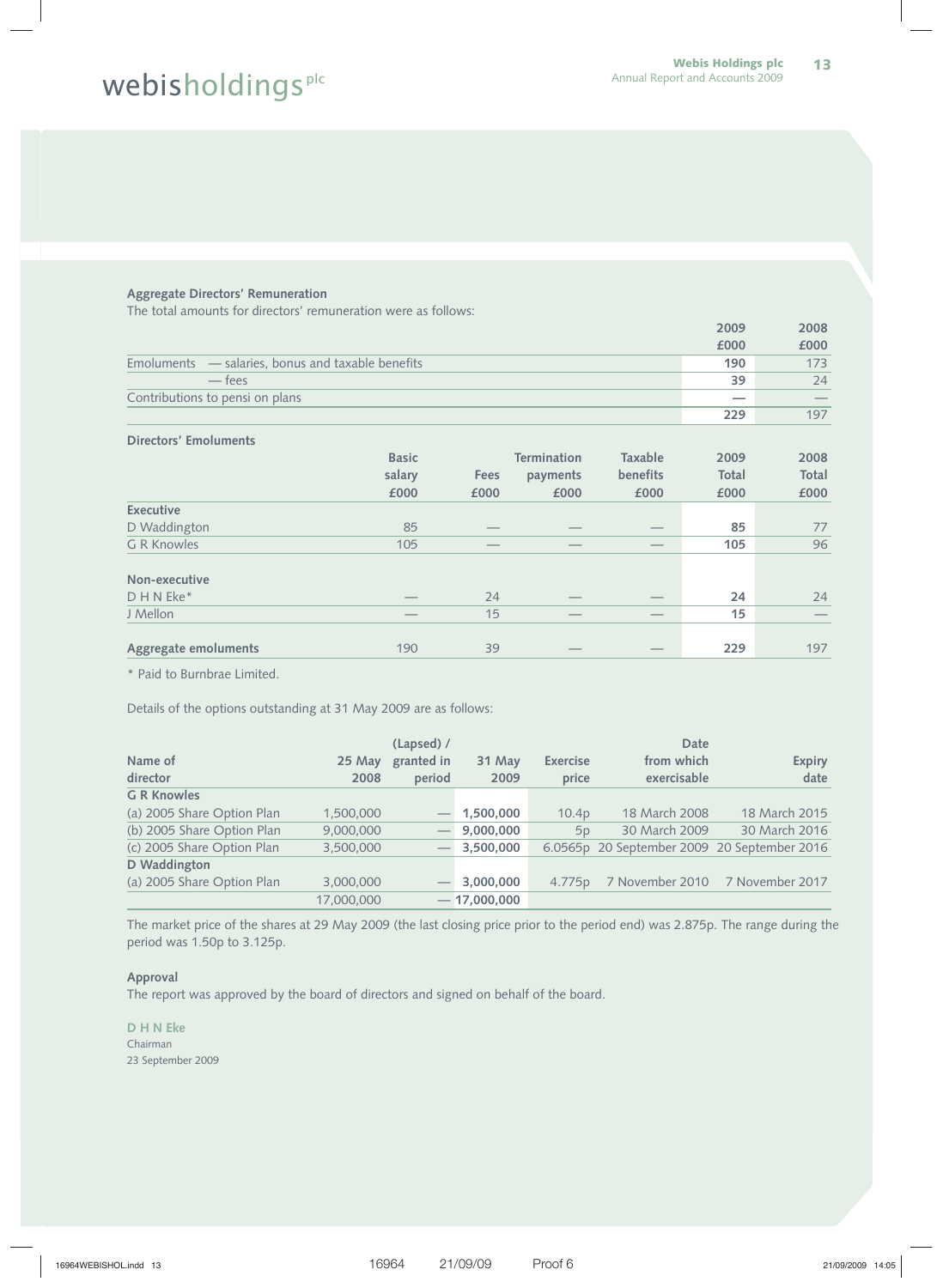**Aggregate Directors' Remuneration**

The total amounts for directors' remuneration were as follows:

| | 2009 £000 | 2008 £000 |
|---|---|---|
| Emoluments — salaries, bonus and taxable benefits | 190 | 173 |
| — fees | 39 | 24 |
| Contributions to pensi on plans | — | — |
| | 229 | 197 |

**Directors' Emoluments**

| | Basic salary £000 | Fees £000 | Termination payments £000 | Taxable benefits £000 | 2009 Total £000 | 2008 Total £000 |
|---|---|---|---|---|---|---|
| **Executive** | | | | | | |
| D Waddington | 85 | — | — | — | 85 | 77 |
| G R Knowles | 105 | — | — | — | 105 | 96 |
| **Non-executive** | | | | | | |
| D H N Eke* | — | 24 | — | — | 24 | 24 |
| J Mellon | — | 15 | — | — | 15 | — |
| **Aggregate emoluments** | 190 | 39 | — | — | 229 | 197 |

* Paid to Burnbrae Limited.

Details of the options outstanding at 31 May 2009 are as follows:

| Name of director | 25 May 2008 | (Lapsed) / granted in period | 31 May 2009 | Exercise price | Date from which exercisable | Expiry date |
|---|---|---|---|---|---|---|
| **G R Knowles** | | | | | | |
| (a) 2005 Share Option Plan | 1,500,000 | — | 1,500,000 | 10.4p | 18 March 2008 | 18 March 2015 |
| (b) 2005 Share Option Plan | 9,000,000 | — | 9,000,000 | 5p | 30 March 2009 | 30 March 2016 |
| (c) 2005 Share Option Plan | 3,500,000 | — | 3,500,000 | 6.0565p | 20 September 2009 | 20 September 2016 |
| **D Waddington** | | | | | | |
| (a) 2005 Share Option Plan | 3,000,000 | — | 3,000,000 | 4.775p | 7 November 2010 | 7 November 2017 |
| | 17,000,000 | — | 17,000,000 | | | |

The market price of the shares at 29 May 2009 (the last closing price prior to the period end) was 2.875p. The range during the period was 1.50p to 3.125p.

**Approval**

The report was approved by the board of directors and signed on behalf of the board.

D H N Eke
Chairman
23 September 2009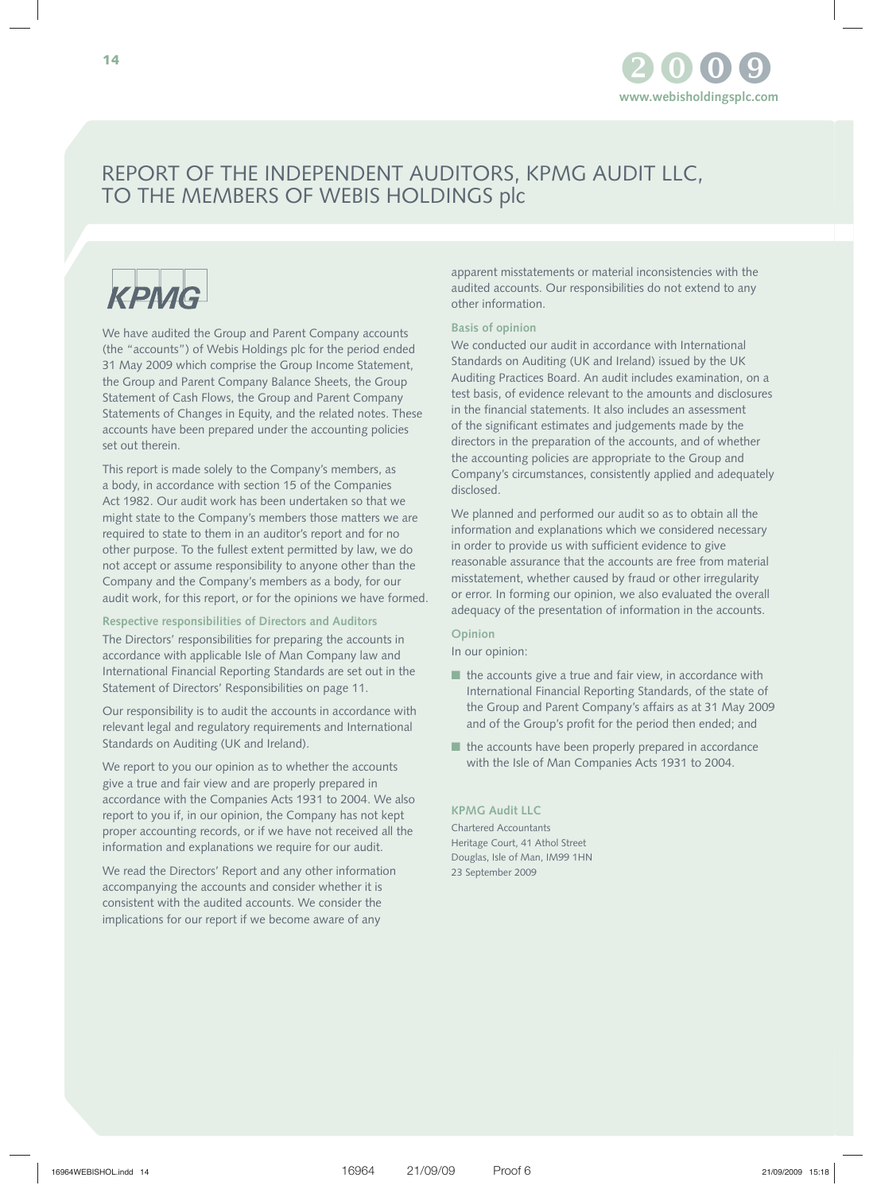# REPORT OF THE INDEPENDENT AUDITORS, KPMG AUDIT LLC, TO THE MEMBERS OF WEBIS HOLDINGS plc

KPMG

We have audited the Group and Parent Company accounts (the "accounts") of Webis Holdings plc for the period ended 31 May 2009 which comprise the Group Income Statement, the Group and Parent Company Balance Sheets, the Group Statement of Cash Flows, the Group and Parent Company Statements of Changes in Equity, and the related notes. These accounts have been prepared under the accounting policies set out therein.

This report is made solely to the Company's members, as a body, in accordance with section 15 of the Companies Act 1982. Our audit work has been undertaken so that we might state to the Company's members those matters we are required to state to them in an auditor's report and for no other purpose. To the fullest extent permitted by law, we do not accept or assume responsibility to anyone other than the Company and the Company's members as a body, for our audit work, for this report, or for the opinions we have formed.

### Respective responsibilities of Directors and Auditors

The Directors' responsibilities for preparing the accounts in accordance with applicable Isle of Man Company law and International Financial Reporting Standards are set out in the Statement of Directors' Responsibilities on page 11.

Our responsibility is to audit the accounts in accordance with relevant legal and regulatory requirements and International Standards on Auditing (UK and Ireland).

We report to you our opinion as to whether the accounts give a true and fair view and are properly prepared in accordance with the Companies Acts 1931 to 2004. We also report to you if, in our opinion, the Company has not kept proper accounting records, or if we have not received all the information and explanations we require for our audit.

We read the Directors' Report and any other information accompanying the accounts and consider whether it is consistent with the audited accounts. We consider the implications for our report if we become aware of any apparent misstatements or material inconsistencies with the audited accounts. Our responsibilities do not extend to any other information.

### Basis of opinion

We conducted our audit in accordance with International Standards on Auditing (UK and Ireland) issued by the UK Auditing Practices Board. An audit includes examination, on a test basis, of evidence relevant to the amounts and disclosures in the financial statements. It also includes an assessment of the significant estimates and judgements made by the directors in the preparation of the accounts, and of whether the accounting policies are appropriate to the Group and Company's circumstances, consistently applied and adequately disclosed.

We planned and performed our audit so as to obtain all the information and explanations which we considered necessary in order to provide us with sufficient evidence to give reasonable assurance that the accounts are free from material misstatement, whether caused by fraud or other irregularity or error. In forming our opinion, we also evaluated the overall adequacy of the presentation of information in the accounts.

### Opinion

In our opinion:

- the accounts give a true and fair view, in accordance with International Financial Reporting Standards, of the state of the Group and Parent Company's affairs as at 31 May 2009 and of the Group's profit for the period then ended; and
- the accounts have been properly prepared in accordance with the Isle of Man Companies Acts 1931 to 2004.

**KPMG Audit LLC**

Chartered Accountants
Heritage Court, 41 Athol Street
Douglas, Isle of Man, IM99 1HN
23 September 2009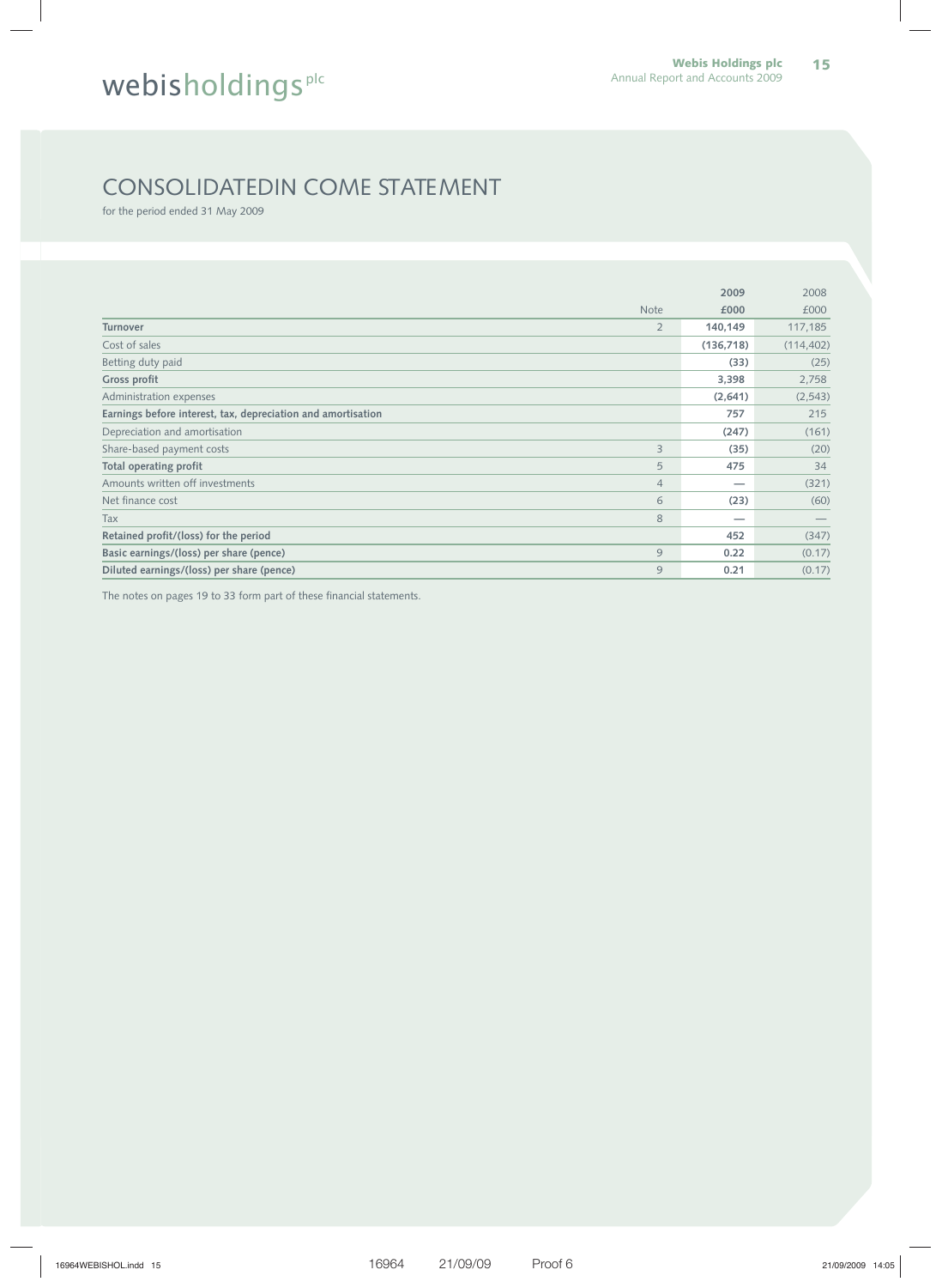# CONSOLIDATEDIN COME STATEMENT

for the period ended 31 May 2009

| | Note | 2009 £000 | 2008 £000 |
|---|---|---|---|
| **Turnover** | 2 | **140,149** | 117,185 |
| Cost of sales | | **(136,718)** | (114,402) |
| Betting duty paid | | **(33)** | (25) |
| **Gross profit** | | **3,398** | 2,758 |
| Administration expenses | | **(2,641)** | (2,543) |
| **Earnings before interest, tax, depreciation and amortisation** | | **757** | 215 |
| Depreciation and amortisation | | **(247)** | (161) |
| Share-based payment costs | 3 | **(35)** | (20) |
| **Total operating profit** | 5 | **475** | 34 |
| Amounts written off investments | 4 | **—** | (321) |
| Net finance cost | 6 | **(23)** | (60) |
| Tax | 8 | **—** | — |
| **Retained profit/(loss) for the period** | | **452** | (347) |
| **Basic earnings/(loss) per share (pence)** | 9 | **0.22** | (0.17) |
| **Diluted earnings/(loss) per share (pence)** | 9 | **0.21** | (0.17) |

The notes on pages 19 to 33 form part of these financial statements.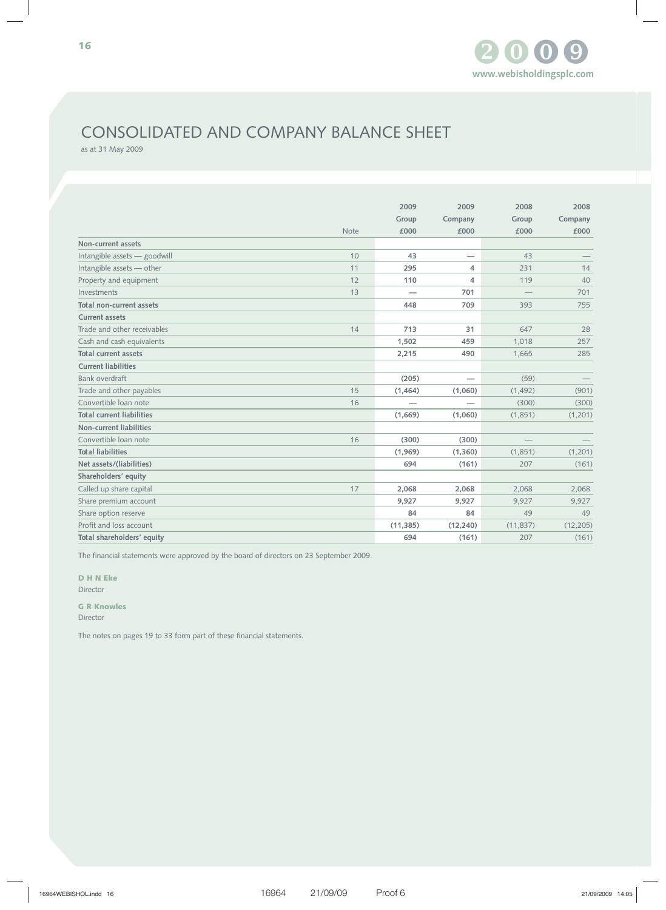# CONSOLIDATED AND COMPANY BALANCE SHEET

as at 31 May 2009

| | Note | 2009 Group £000 | 2009 Company £000 | 2008 Group £000 | 2008 Company £000 |
|---|---|---|---|---|---|
| **Non-current assets** | | | | | |
| Intangible assets — goodwill | 10 | **43** | **—** | 43 | — |
| Intangible assets — other | 11 | **295** | **4** | 231 | 14 |
| Property and equipment | 12 | **110** | **4** | 119 | 40 |
| Investments | 13 | **—** | **701** | — | 701 |
| **Total non-current assets** | | **448** | **709** | 393 | 755 |
| **Current assets** | | | | | |
| Trade and other receivables | 14 | **713** | **31** | 647 | 28 |
| Cash and cash equivalents | | **1,502** | **459** | 1,018 | 257 |
| **Total current assets** | | **2,215** | **490** | 1,665 | 285 |
| **Current liabilities** | | | | | |
| Bank overdraft | | **(205)** | **—** | (59) | — |
| Trade and other payables | 15 | **(1,464)** | **(1,060)** | (1,492) | (901) |
| Convertible loan note | 16 | **—** | **—** | (300) | (300) |
| **Total current liabilities** | | **(1,669)** | **(1,060)** | (1,851) | (1,201) |
| **Non-current liabilities** | | | | | |
| Convertible loan note | 16 | **(300)** | **(300)** | — | — |
| **Total liabilities** | | **(1,969)** | **(1,360)** | (1,851) | (1,201) |
| **Net assets/(liabilities)** | | **694** | **(161)** | 207 | (161) |
| **Shareholders' equity** | | | | | |
| Called up share capital | 17 | **2,068** | **2,068** | 2,068 | 2,068 |
| Share premium account | | **9,927** | **9,927** | 9,927 | 9,927 |
| Share option reserve | | **84** | **84** | 49 | 49 |
| Profit and loss account | | **(11,385)** | **(12,240)** | (11,837) | (12,205) |
| **Total shareholders' equity** | | **694** | **(161)** | 207 | (161) |

The financial statements were approved by the board of directors on 23 September 2009.

**D H N Eke**
Director

**G R Knowles**
Director

The notes on pages 19 to 33 form part of these financial statements.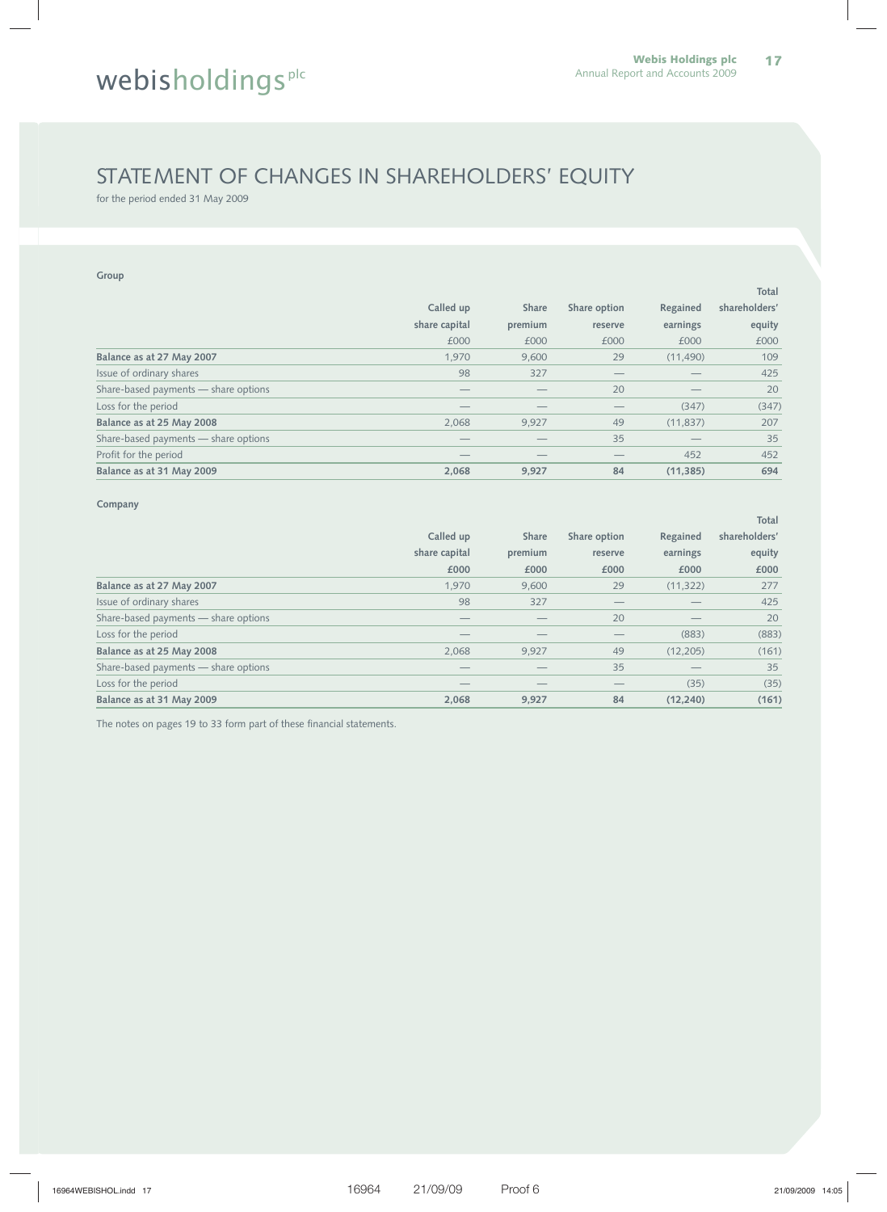# STATEMENT OF CHANGES IN SHAREHOLDERS' EQUITY

for the period ended 31 May 2009

**Group**

| | Called up share capital £000 | Share premium £000 | Share option reserve £000 | Regained earnings £000 | Total shareholders' equity £000 |
|---|---|---|---|---|---|
| **Balance as at 27 May 2007** | 1,970 | 9,600 | 29 | (11,490) | 109 |
| Issue of ordinary shares | 98 | 327 | — | — | 425 |
| Share-based payments — share options | — | — | 20 | — | 20 |
| Loss for the period | — | — | — | (347) | (347) |
| **Balance as at 25 May 2008** | 2,068 | 9,927 | 49 | (11,837) | 207 |
| Share-based payments — share options | — | — | 35 | — | 35 |
| Profit for the period | — | — | — | 452 | 452 |
| **Balance as at 31 May 2009** | **2,068** | **9,927** | **84** | **(11,385)** | **694** |

**Company**

| | Called up share capital £000 | Share premium £000 | Share option reserve £000 | Regained earnings £000 | Total shareholders' equity £000 |
|---|---|---|---|---|---|
| **Balance as at 27 May 2007** | 1,970 | 9,600 | 29 | (11,322) | 277 |
| Issue of ordinary shares | 98 | 327 | — | — | 425 |
| Share-based payments — share options | — | — | 20 | — | 20 |
| Loss for the period | — | — | — | (883) | (883) |
| **Balance as at 25 May 2008** | 2,068 | 9,927 | 49 | (12,205) | (161) |
| Share-based payments — share options | — | — | 35 | — | 35 |
| Loss for the period | — | — | — | (35) | (35) |
| **Balance as at 31 May 2009** | **2,068** | **9,927** | **84** | **(12,240)** | **(161)** |

The notes on pages 19 to 33 form part of these financial statements.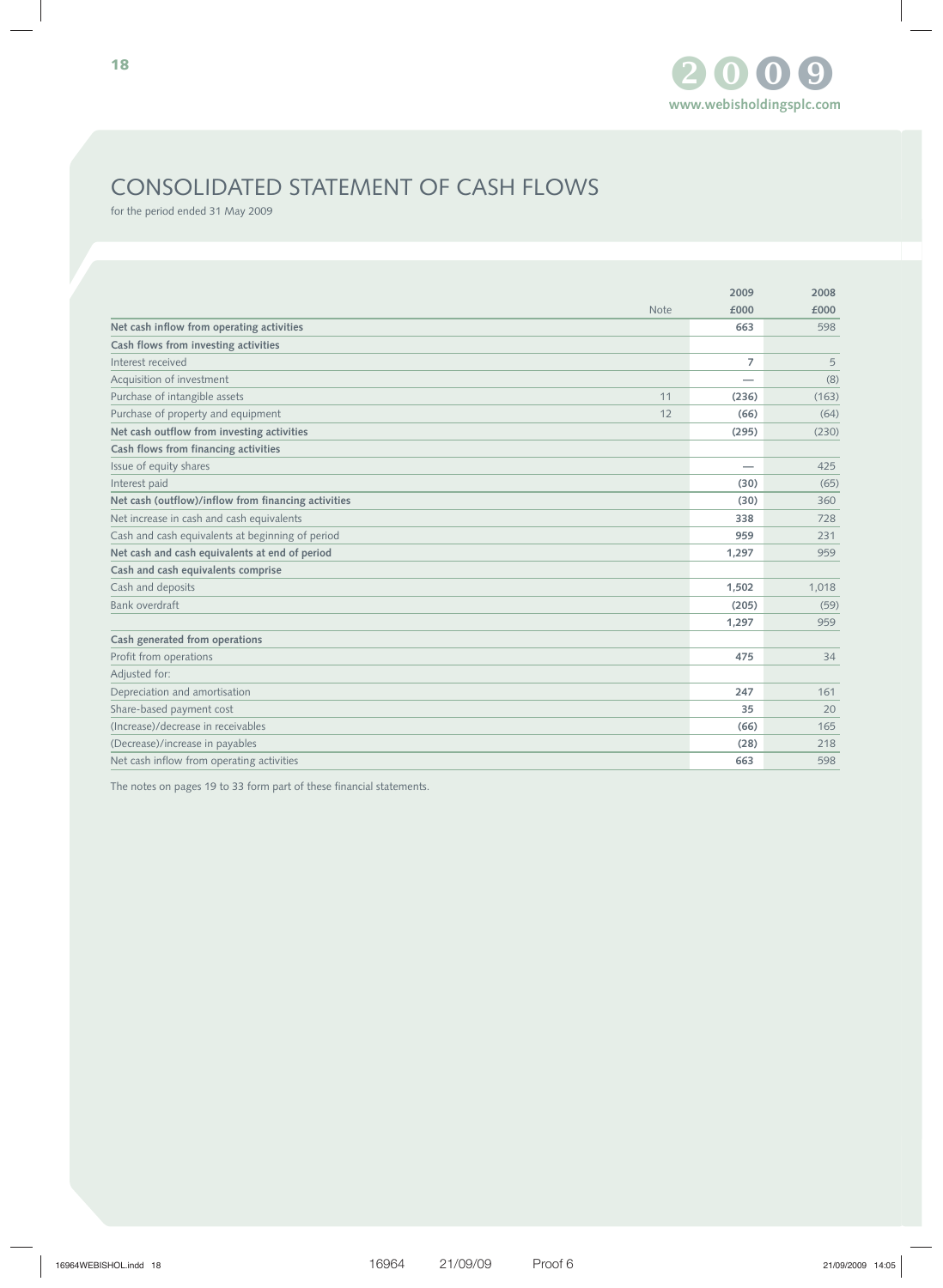# CONSOLIDATED STATEMENT OF CASH FLOWS

for the period ended 31 May 2009

| | Note | 2009 £000 | 2008 £000 |
|---|---|---|---|
| **Net cash inflow from operating activities** | | **663** | 598 |
| **Cash flows from investing activities** | | | |
| Interest received | | **7** | 5 |
| Acquisition of investment | | **—** | (8) |
| Purchase of intangible assets | 11 | **(236)** | (163) |
| Purchase of property and equipment | 12 | **(66)** | (64) |
| **Net cash outflow from investing activities** | | **(295)** | (230) |
| **Cash flows from financing activities** | | | |
| Issue of equity shares | | **—** | 425 |
| Interest paid | | **(30)** | (65) |
| **Net cash (outflow)/inflow from financing activities** | | **(30)** | 360 |
| Net increase in cash and cash equivalents | | **338** | 728 |
| Cash and cash equivalents at beginning of period | | **959** | 231 |
| **Net cash and cash equivalents at end of period** | | **1,297** | 959 |
| **Cash and cash equivalents comprise** | | | |
| Cash and deposits | | **1,502** | 1,018 |
| Bank overdraft | | **(205)** | (59) |
| | | **1,297** | 959 |
| **Cash generated from operations** | | | |
| Profit from operations | | **475** | 34 |
| Adjusted for: | | | |
| Depreciation and amortisation | | **247** | 161 |
| Share-based payment cost | | **35** | 20 |
| (Increase)/decrease in receivables | | **(66)** | 165 |
| (Decrease)/increase in payables | | **(28)** | 218 |
| Net cash inflow from operating activities | | **663** | 598 |

The notes on pages 19 to 33 form part of these financial statements.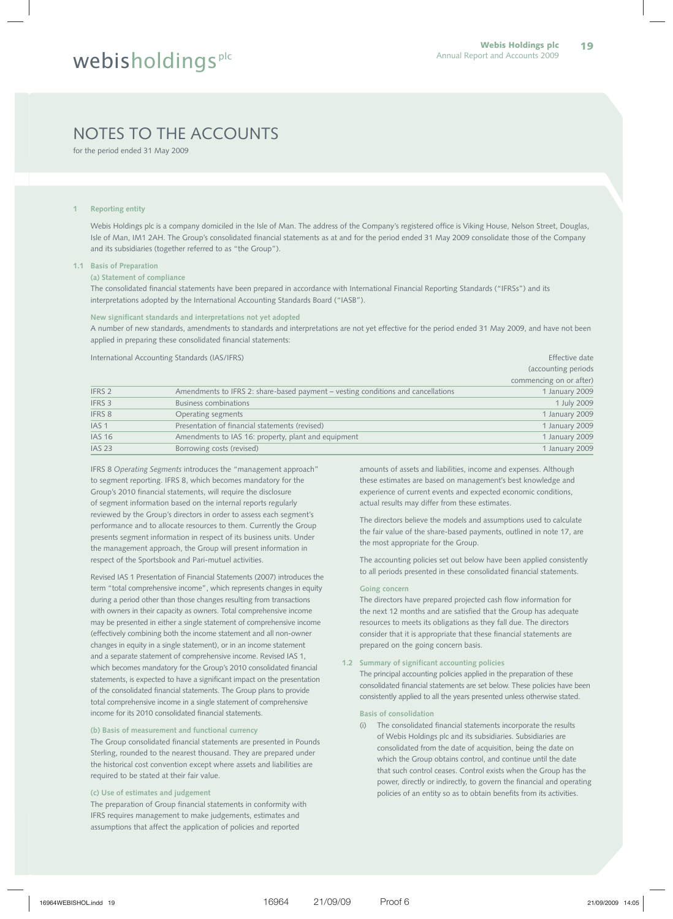# NOTES TO THE ACCOUNTS

for the period ended 31 May 2009

## 1 Reporting entity

Webis Holdings plc is a company domiciled in the Isle of Man. The address of the Company's registered office is Viking House, Nelson Street, Douglas, Isle of Man, IM1 2AH. The Group's consolidated financial statements as at and for the period ended 31 May 2009 consolidate those of the Company and its subsidiaries (together referred to as "the Group").

### 1.1 Basis of Preparation

**(a) Statement of compliance**

The consolidated financial statements have been prepared in accordance with International Financial Reporting Standards ("IFRSs") and its interpretations adopted by the International Accounting Standards Board ("IASB").

**New significant standards and interpretations not yet adopted**

A number of new standards, amendments to standards and interpretations are not yet effective for the period ended 31 May 2009, and have not been applied in preparing these consolidated financial statements:

| International Accounting Standards (IAS/IFRS) | | Effective date (accounting periods commencing on or after) |
|---|---|---|
| IFRS 2 | Amendments to IFRS 2: share-based payment – vesting conditions and cancellations | 1 January 2009 |
| IFRS 3 | Business combinations | 1 July 2009 |
| IFRS 8 | Operating segments | 1 January 2009 |
| IAS 1 | Presentation of financial statements (revised) | 1 January 2009 |
| IAS 16 | Amendments to IAS 16: property, plant and equipment | 1 January 2009 |
| IAS 23 | Borrowing costs (revised) | 1 January 2009 |

IFRS 8 *Operating Segments* introduces the "management approach" to segment reporting. IFRS 8, which becomes mandatory for the Group's 2010 financial statements, will require the disclosure of segment information based on the internal reports regularly reviewed by the Group's directors in order to assess each segment's performance and to allocate resources to them. Currently the Group presents segment information in respect of its business units. Under the management approach, the Group will present information in respect of the Sportsbook and Pari-mutuel activities.

Revised IAS 1 Presentation of Financial Statements (2007) introduces the term "total comprehensive income", which represents changes in equity during a period other than those changes resulting from transactions with owners in their capacity as owners. Total comprehensive income may be presented in either a single statement of comprehensive income (effectively combining both the income statement and all non-owner changes in equity in a single statement), or in an income statement and a separate statement of comprehensive income. Revised IAS 1, which becomes mandatory for the Group's 2010 consolidated financial statements, is expected to have a significant impact on the presentation of the consolidated financial statements. The Group plans to provide total comprehensive income in a single statement of comprehensive income for its 2010 consolidated financial statements.

**(b) Basis of measurement and functional currency**

The Group consolidated financial statements are presented in Pounds Sterling, rounded to the nearest thousand. They are prepared under the historical cost convention except where assets and liabilities are required to be stated at their fair value.

**(c) Use of estimates and judgement**

The preparation of Group financial statements in conformity with IFRS requires management to make judgements, estimates and assumptions that affect the application of policies and reported amounts of assets and liabilities, income and expenses. Although these estimates are based on management's best knowledge and experience of current events and expected economic conditions, actual results may differ from these estimates.

The directors believe the models and assumptions used to calculate the fair value of the share-based payments, outlined in note 17, are the most appropriate for the Group.

The accounting policies set out below have been applied consistently to all periods presented in these consolidated financial statements.

**Going concern**

The directors have prepared projected cash flow information for the next 12 months and are satisfied that the Group has adequate resources to meets its obligations as they fall due. The directors consider that it is appropriate that these financial statements are prepared on the going concern basis.

### 1.2 Summary of significant accounting policies

The principal accounting policies applied in the preparation of these consolidated financial statements are set below. These policies have been consistently applied to all the years presented unless otherwise stated.

**Basis of consolidation**

(i) The consolidated financial statements incorporate the results of Webis Holdings plc and its subsidiaries. Subsidiaries are consolidated from the date of acquisition, being the date on which the Group obtains control, and continue until the date that such control ceases. Control exists when the Group has the power, directly or indirectly, to govern the financial and operating policies of an entity so as to obtain benefits from its activities.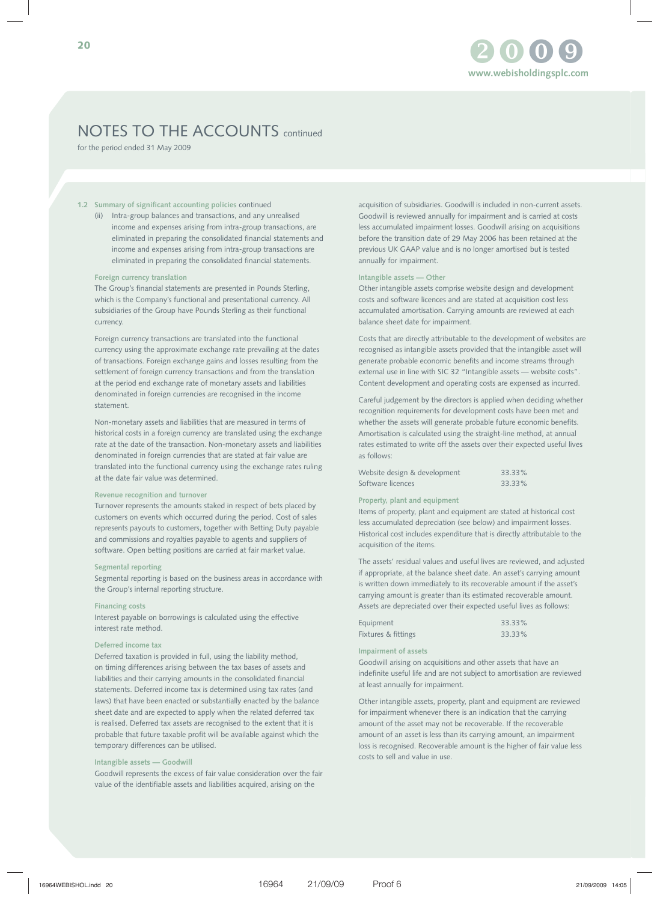# NOTES TO THE ACCOUNTS continued

for the period ended 31 May 2009

**1.2 Summary of significant accounting policies** continued

(ii) Intra-group balances and transactions, and any unrealised income and expenses arising from intra-group transactions, are eliminated in preparing the consolidated financial statements and income and expenses arising from intra-group transactions are eliminated in preparing the consolidated financial statements.

**Foreign currency translation**

The Group's financial statements are presented in Pounds Sterling, which is the Company's functional and presentational currency. All subsidiaries of the Group have Pounds Sterling as their functional currency.

Foreign currency transactions are translated into the functional currency using the approximate exchange rate prevailing at the dates of transactions. Foreign exchange gains and losses resulting from the settlement of foreign currency transactions and from the translation at the period end exchange rate of monetary assets and liabilities denominated in foreign currencies are recognised in the income statement.

Non-monetary assets and liabilities that are measured in terms of historical costs in a foreign currency are translated using the exchange rate at the date of the transaction. Non-monetary assets and liabilities denominated in foreign currencies that are stated at fair value are translated into the functional currency using the exchange rates ruling at the date fair value was determined.

**Revenue recognition and turnover**

Turnover represents the amounts staked in respect of bets placed by customers on events which occurred during the period. Cost of sales represents payouts to customers, together with Betting Duty payable and commissions and royalties payable to agents and suppliers of software. Open betting positions are carried at fair market value.

**Segmental reporting**

Segmental reporting is based on the business areas in accordance with the Group's internal reporting structure.

**Financing costs**

Interest payable on borrowings is calculated using the effective interest rate method.

**Deferred income tax**

Deferred taxation is provided in full, using the liability method, on timing differences arising between the tax bases of assets and liabilities and their carrying amounts in the consolidated financial statements. Deferred income tax is determined using tax rates (and laws) that have been enacted or substantially enacted by the balance sheet date and are expected to apply when the related deferred tax is realised. Deferred tax assets are recognised to the extent that it is probable that future taxable profit will be available against which the temporary differences can be utilised.

**Intangible assets — Goodwill**

Goodwill represents the excess of fair value consideration over the fair value of the identifiable assets and liabilities acquired, arising on the acquisition of subsidiaries. Goodwill is included in non-current assets. Goodwill is reviewed annually for impairment and is carried at costs less accumulated impairment losses. Goodwill arising on acquisitions before the transition date of 29 May 2006 has been retained at the previous UK GAAP value and is no longer amortised but is tested annually for impairment.

**Intangible assets — Other**

Other intangible assets comprise website design and development costs and software licences and are stated at acquisition cost less accumulated amortisation. Carrying amounts are reviewed at each balance sheet date for impairment.

Costs that are directly attributable to the development of websites are recognised as intangible assets provided that the intangible asset will generate probable economic benefits and income streams through external use in line with SIC 32 "Intangible assets — website costs". Content development and operating costs are expensed as incurred.

Careful judgement by the directors is applied when deciding whether recognition requirements for development costs have been met and whether the assets will generate probable future economic benefits. Amortisation is calculated using the straight-line method, at annual rates estimated to write off the assets over their expected useful lives as follows:

| | |
|---|---|
| Website design & development | 33.33% |
| Software licences | 33.33% |

**Property, plant and equipment**

Items of property, plant and equipment are stated at historical cost less accumulated depreciation (see below) and impairment losses. Historical cost includes expenditure that is directly attributable to the acquisition of the items.

The assets' residual values and useful lives are reviewed, and adjusted if appropriate, at the balance sheet date. An asset's carrying amount is written down immediately to its recoverable amount if the asset's carrying amount is greater than its estimated recoverable amount. Assets are depreciated over their expected useful lives as follows:

| | |
|---|---|
| Equipment | 33.33% |
| Fixtures & fittings | 33.33% |

**Impairment of assets**

Goodwill arising on acquisitions and other assets that have an indefinite useful life and are not subject to amortisation are reviewed at least annually for impairment.

Other intangible assets, property, plant and equipment are reviewed for impairment whenever there is an indication that the carrying amount of the asset may not be recoverable. If the recoverable amount of an asset is less than its carrying amount, an impairment loss is recognised. Recoverable amount is the higher of fair value less costs to sell and value in use.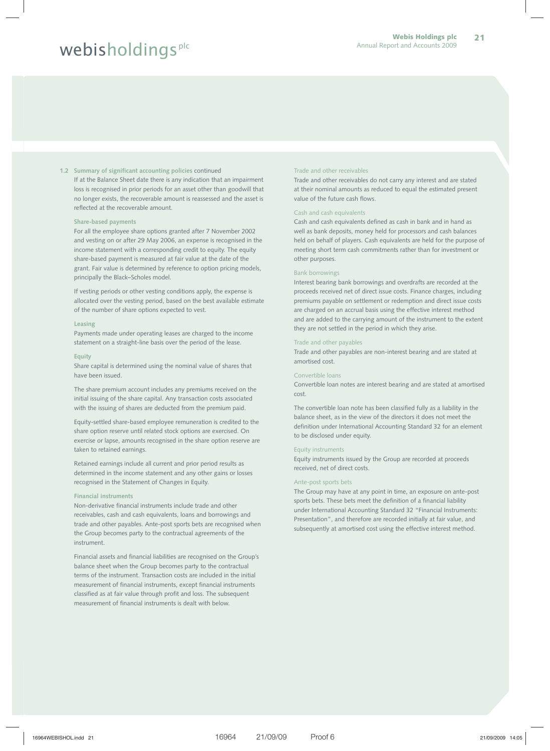**1.2 Summary of significant accounting policies** continued

If at the Balance Sheet date there is any indication that an impairment loss is recognised in prior periods for an asset other than goodwill that no longer exists, the recoverable amount is reassessed and the asset is reflected at the recoverable amount.

**Share-based payments**

For all the employee share options granted after 7 November 2002 and vesting on or after 29 May 2006, an expense is recognised in the income statement with a corresponding credit to equity. The equity share-based payment is measured at fair value at the date of the grant. Fair value is determined by reference to option pricing models, principally the Black–Scholes model.

If vesting periods or other vesting conditions apply, the expense is allocated over the vesting period, based on the best available estimate of the number of share options expected to vest.

**Leasing**

Payments made under operating leases are charged to the income statement on a straight-line basis over the period of the lease.

**Equity**

Share capital is determined using the nominal value of shares that have been issued.

The share premium account includes any premiums received on the initial issuing of the share capital. Any transaction costs associated with the issuing of shares are deducted from the premium paid.

Equity-settled share-based employee remuneration is credited to the share option reserve until related stock options are exercised. On exercise or lapse, amounts recognised in the share option reserve are taken to retained earnings.

Retained earnings include all current and prior period results as determined in the income statement and any other gains or losses recognised in the Statement of Changes in Equity.

**Financial instruments**

Non-derivative financial instruments include trade and other receivables, cash and cash equivalents, loans and borrowings and trade and other payables. Ante-post sports bets are recognised when the Group becomes party to the contractual agreements of the instrument.

Financial assets and financial liabilities are recognised on the Group's balance sheet when the Group becomes party to the contractual terms of the instrument. Transaction costs are included in the initial measurement of financial instruments, except financial instruments classified as at fair value through profit and loss. The subsequent measurement of financial instruments is dealt with below.

Trade and other receivables

Trade and other receivables do not carry any interest and are stated at their nominal amounts as reduced to equal the estimated present value of the future cash flows.

Cash and cash equivalents

Cash and cash equivalents defined as cash in bank and in hand as well as bank deposits, money held for processors and cash balances held on behalf of players. Cash equivalents are held for the purpose of meeting short term cash commitments rather than for investment or other purposes.

Bank borrowings

Interest bearing bank borrowings and overdrafts are recorded at the proceeds received net of direct issue costs. Finance charges, including premiums payable on settlement or redemption and direct issue costs are charged on an accrual basis using the effective interest method and are added to the carrying amount of the instrument to the extent they are not settled in the period in which they arise.

Trade and other payables

Trade and other payables are non-interest bearing and are stated at amortised cost.

Convertible loans

Convertible loan notes are interest bearing and are stated at amortised cost.

The convertible loan note has been classified fully as a liability in the balance sheet, as in the view of the directors it does not meet the definition under International Accounting Standard 32 for an element to be disclosed under equity.

Equity instruments

Equity instruments issued by the Group are recorded at proceeds received, net of direct costs.

Ante-post sports bets

The Group may have at any point in time, an exposure on ante-post sports bets. These bets meet the definition of a financial liability under International Accounting Standard 32 "Financial Instruments: Presentation", and therefore are recorded initially at fair value, and subsequently at amortised cost using the effective interest method.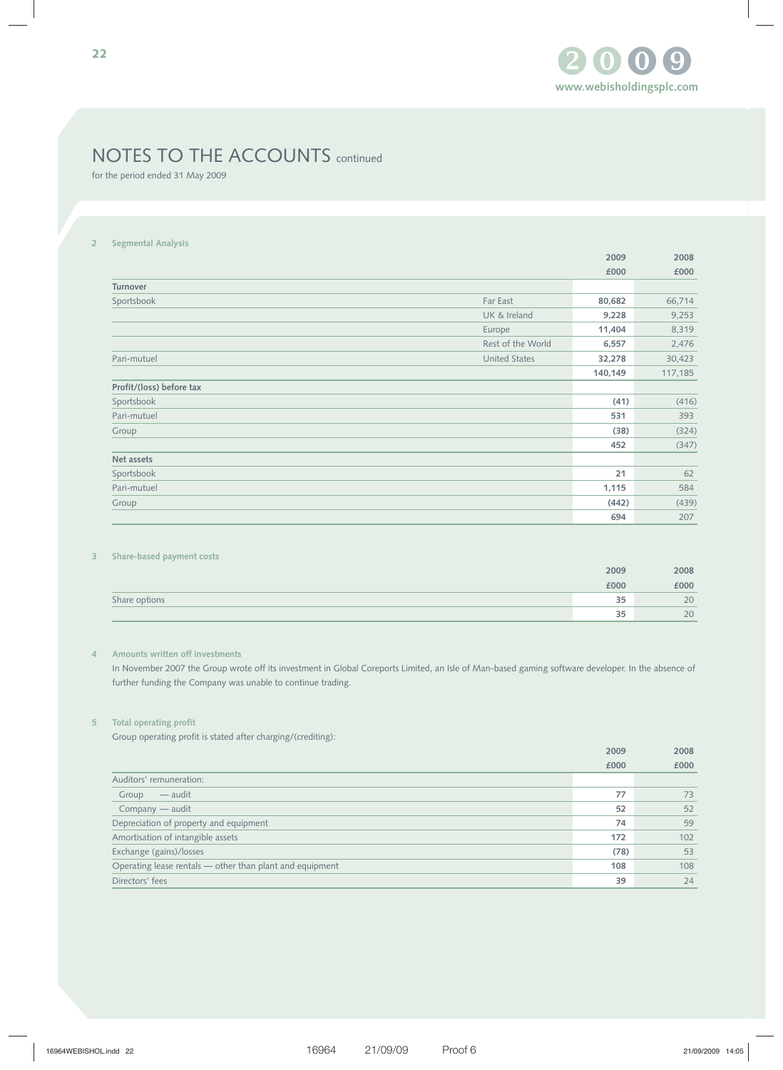# NOTES TO THE ACCOUNTS continued

for the period ended 31 May 2009

## 2 Segmental Analysis

| | | 2009 £000 | 2008 £000 |
|---|---|---|---|
| **Turnover** | | | |
| Sportsbook | Far East | **80,682** | 66,714 |
| | UK & Ireland | **9,228** | 9,253 |
| | Europe | **11,404** | 8,319 |
| | Rest of the World | **6,557** | 2,476 |
| Pari-mutuel | United States | **32,278** | 30,423 |
| | | **140,149** | 117,185 |
| **Profit/(loss) before tax** | | | |
| Sportsbook | | **(41)** | (416) |
| Pari-mutuel | | **531** | 393 |
| Group | | **(38)** | (324) |
| | | **452** | (347) |
| **Net assets** | | | |
| Sportsbook | | **21** | 62 |
| Pari-mutuel | | **1,115** | 584 |
| Group | | **(442)** | (439) |
| | | **694** | 207 |

## 3 Share-based payment costs

| | 2009 £000 | 2008 £000 |
|---|---|---|
| Share options | **35** | 20 |
| | **35** | 20 |

## 4 Amounts written off investments

In November 2007 the Group wrote off its investment in Global Coreports Limited, an Isle of Man-based gaming software developer. In the absence of further funding the Company was unable to continue trading.

## 5 Total operating profit

Group operating profit is stated after charging/(crediting):

| | 2009 £000 | 2008 £000 |
|---|---|---|
| Auditors' remuneration: | | |
| Group — audit | **77** | 73 |
| Company — audit | **52** | 52 |
| Depreciation of property and equipment | **74** | 59 |
| Amortisation of intangible assets | **172** | 102 |
| Exchange (gains)/losses | **(78)** | 53 |
| Operating lease rentals — other than plant and equipment | **108** | 108 |
| Directors' fees | **39** | 24 |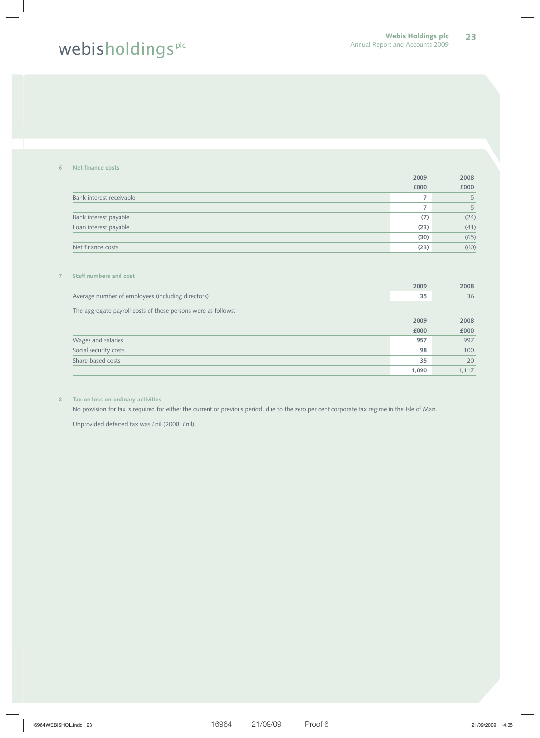## 6 Net finance costs

| | 2009 £000 | 2008 £000 |
|---|---|---|
| Bank interest receivable | 7 | 5 |
| | 7 | 5 |
| Bank interest payable | (7) | (24) |
| Loan interest payable | (23) | (41) |
| | (30) | (65) |
| Net finance costs | (23) | (60) |

## 7 Staff numbers and cost

| | 2009 | 2008 |
|---|---|---|
| Average number of employees (including directors) | 35 | 36 |

The aggregate payroll costs of these persons were as follows:

| | 2009 £000 | 2008 £000 |
|---|---|---|
| Wages and salaries | 957 | 997 |
| Social security costs | 98 | 100 |
| Share-based costs | 35 | 20 |
| | 1,090 | 1,117 |

## 8 Tax on loss on ordinary activities

No provision for tax is required for either the current or previous period, due to the zero per cent corporate tax regime in the Isle of Man.

Unprovided deferred tax was £nil (2008: £nil).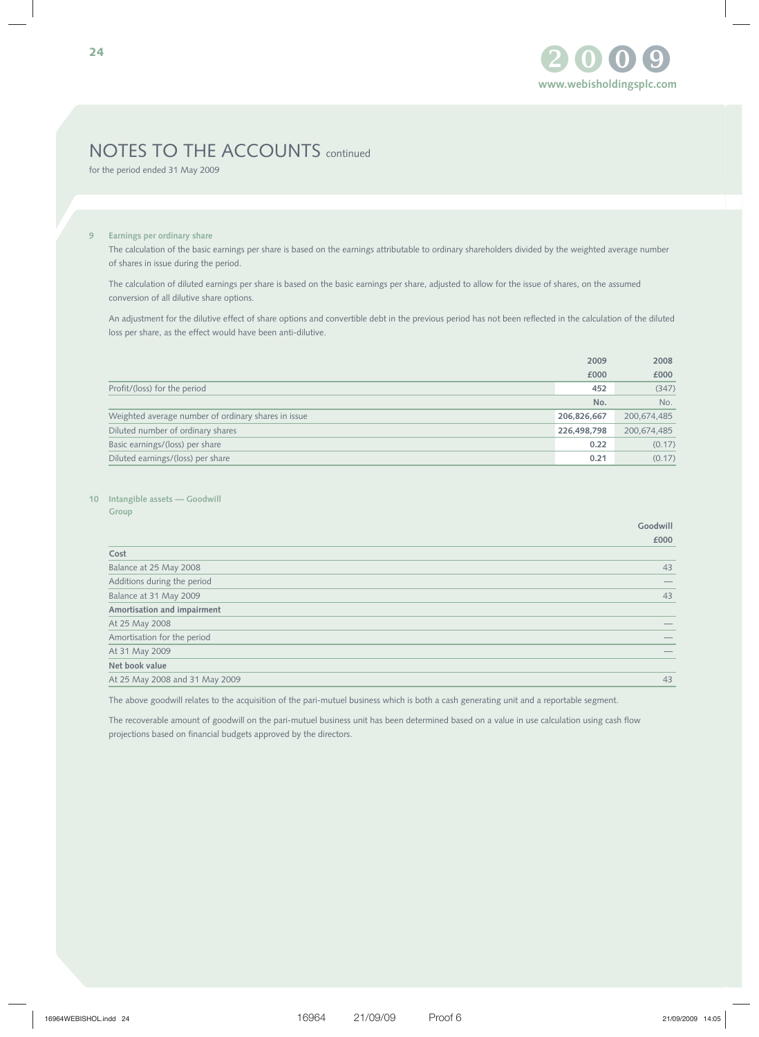# NOTES TO THE ACCOUNTS continued

for the period ended 31 May 2009

## 9 Earnings per ordinary share

The calculation of the basic earnings per share is based on the earnings attributable to ordinary shareholders divided by the weighted average number of shares in issue during the period.

The calculation of diluted earnings per share is based on the basic earnings per share, adjusted to allow for the issue of shares, on the assumed conversion of all dilutive share options.

An adjustment for the dilutive effect of share options and convertible debt in the previous period has not been reflected in the calculation of the diluted loss per share, as the effect would have been anti-dilutive.

| | 2009 | 2008 |
|---|---|---|
| | £000 | £000 |
| Profit/(loss) for the period | **452** | (347) |
| | **No.** | No. |
| Weighted average number of ordinary shares in issue | **206,826,667** | 200,674,485 |
| Diluted number of ordinary shares | **226,498,798** | 200,674,485 |
| Basic earnings/(loss) per share | **0.22** | (0.17) |
| Diluted earnings/(loss) per share | **0.21** | (0.17) |

## 10 Intangible assets — Goodwill

**Group**

| | Goodwill |
|---|---|
| | £000 |
| **Cost** | |
| Balance at 25 May 2008 | 43 |
| Additions during the period | — |
| Balance at 31 May 2009 | 43 |
| **Amortisation and impairment** | |
| At 25 May 2008 | — |
| Amortisation for the period | — |
| At 31 May 2009 | — |
| **Net book value** | |
| At 25 May 2008 and 31 May 2009 | 43 |

The above goodwill relates to the acquisition of the pari-mutuel business which is both a cash generating unit and a reportable segment.

The recoverable amount of goodwill on the pari-mutuel business unit has been determined based on a value in use calculation using cash flow projections based on financial budgets approved by the directors.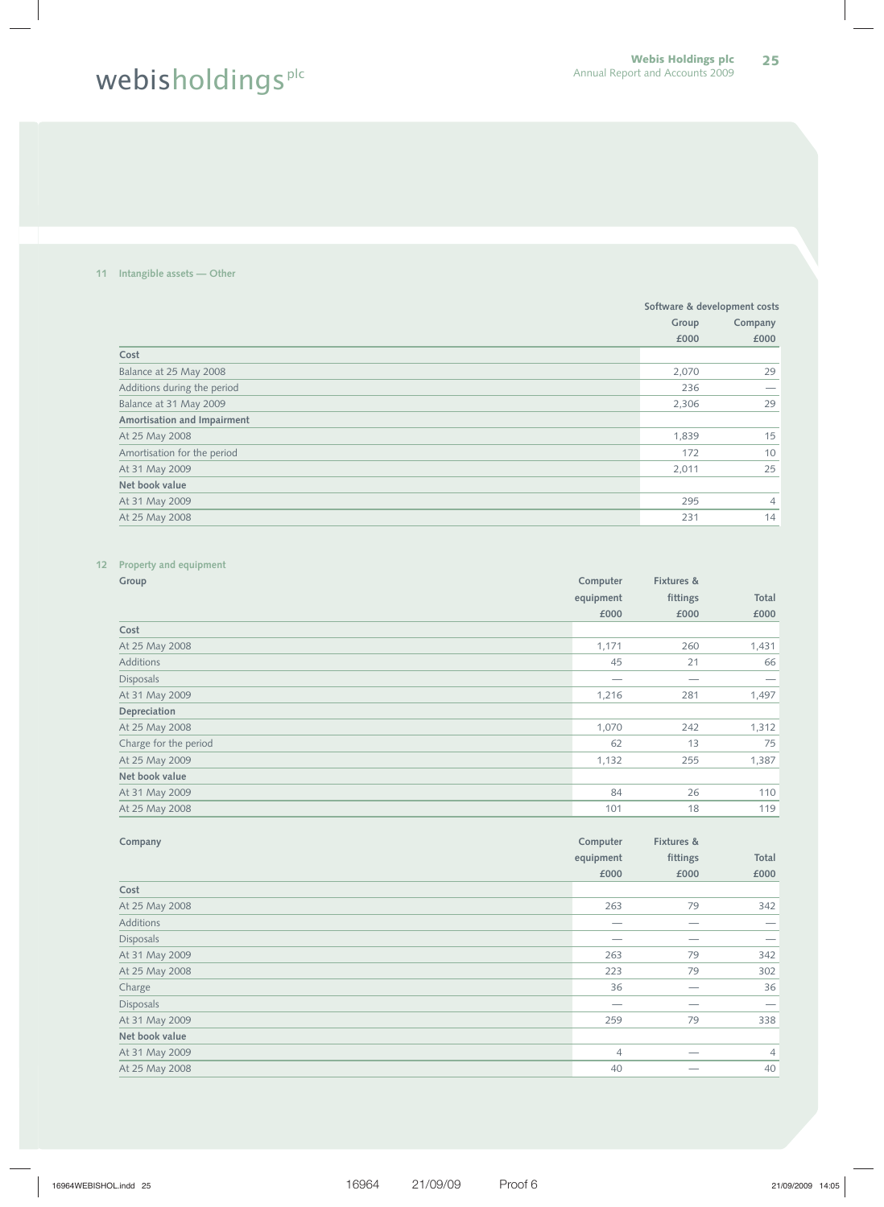## 11 Intangible assets — Other

| | Software & development costs | |
|---|---|---|
| | Group | Company |
| | £000 | £000 |
| **Cost** | | |
| Balance at 25 May 2008 | 2,070 | 29 |
| Additions during the period | 236 | — |
| Balance at 31 May 2009 | 2,306 | 29 |
| **Amortisation and Impairment** | | |
| At 25 May 2008 | 1,839 | 15 |
| Amortisation for the period | 172 | 10 |
| At 31 May 2009 | 2,011 | 25 |
| **Net book value** | | |
| At 31 May 2009 | 295 | 4 |
| At 25 May 2008 | 231 | 14 |

## 12 Property and equipment

| Group | Computer equipment | Fixtures & fittings | Total |
|---|---|---|---|
| | £000 | £000 | £000 |
| **Cost** | | | |
| At 25 May 2008 | 1,171 | 260 | 1,431 |
| Additions | 45 | 21 | 66 |
| Disposals | — | — | — |
| At 31 May 2009 | 1,216 | 281 | 1,497 |
| **Depreciation** | | | |
| At 25 May 2008 | 1,070 | 242 | 1,312 |
| Charge for the period | 62 | 13 | 75 |
| At 25 May 2009 | 1,132 | 255 | 1,387 |
| **Net book value** | | | |
| At 31 May 2009 | 84 | 26 | 110 |
| At 25 May 2008 | 101 | 18 | 119 |

| Company | Computer equipment | Fixtures & fittings | Total |
|---|---|---|---|
| | £000 | £000 | £000 |
| **Cost** | | | |
| At 25 May 2008 | 263 | 79 | 342 |
| Additions | — | — | — |
| Disposals | — | — | — |
| At 31 May 2009 | 263 | 79 | 342 |
| At 25 May 2008 | 223 | 79 | 302 |
| Charge | 36 | — | 36 |
| Disposals | — | — | — |
| At 31 May 2009 | 259 | 79 | 338 |
| **Net book value** | | | |
| At 31 May 2009 | 4 | — | 4 |
| At 25 May 2008 | 40 | — | 40 |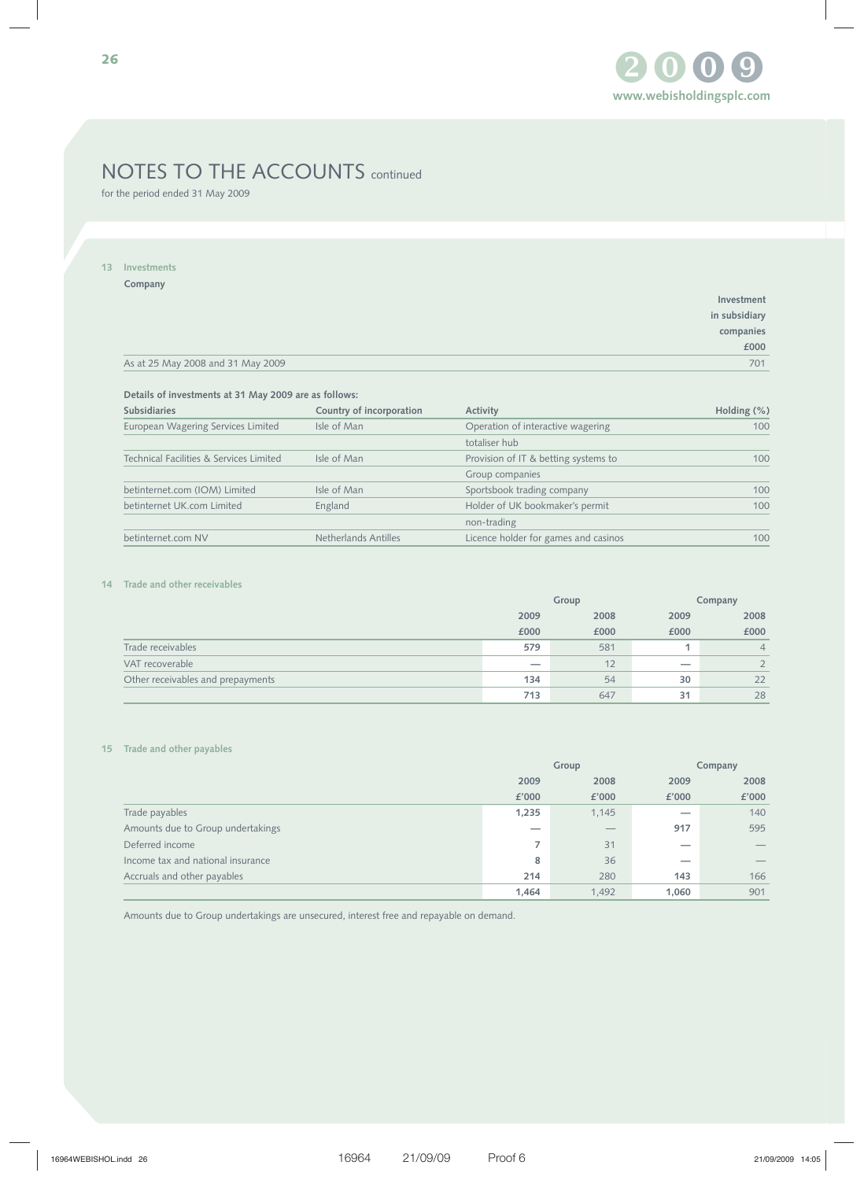# NOTES TO THE ACCOUNTS continued

for the period ended 31 May 2009

## 13 Investments

**Company**

| | Investment in subsidiary companies £000 |
|---|---|
| As at 25 May 2008 and 31 May 2009 | 701 |

**Details of investments at 31 May 2009 are as follows:**

| Subsidiaries | Country of incorporation | Activity | Holding (%) |
|---|---|---|---|
| European Wagering Services Limited | Isle of Man | Operation of interactive wagering totaliser hub | 100 |
| Technical Facilities & Services Limited | Isle of Man | Provision of IT & betting systems to Group companies | 100 |
| betinternet.com (IOM) Limited | Isle of Man | Sportsbook trading company | 100 |
| betinternet UK.com Limited | England | Holder of UK bookmaker's permit non-trading | 100 |
| betinternet.com NV | Netherlands Antilles | Licence holder for games and casinos | 100 |

## 14 Trade and other receivables

| | Group | | Company | |
|---|---|---|---|---|
| | 2009 £000 | 2008 £000 | 2009 £000 | 2008 £000 |
| Trade receivables | **579** | 581 | **1** | 4 |
| VAT recoverable | **—** | 12 | **—** | 2 |
| Other receivables and prepayments | **134** | 54 | **30** | 22 |
| | **713** | 647 | **31** | 28 |

## 15 Trade and other payables

| | Group | | Company | |
|---|---|---|---|---|
| | 2009 £'000 | 2008 £'000 | 2009 £'000 | 2008 £'000 |
| Trade payables | **1,235** | 1,145 | **—** | 140 |
| Amounts due to Group undertakings | **—** | — | **917** | 595 |
| Deferred income | **7** | 31 | **—** | — |
| Income tax and national insurance | **8** | 36 | **—** | — |
| Accruals and other payables | **214** | 280 | **143** | 166 |
| | **1,464** | 1,492 | **1,060** | 901 |

Amounts due to Group undertakings are unsecured, interest free and repayable on demand.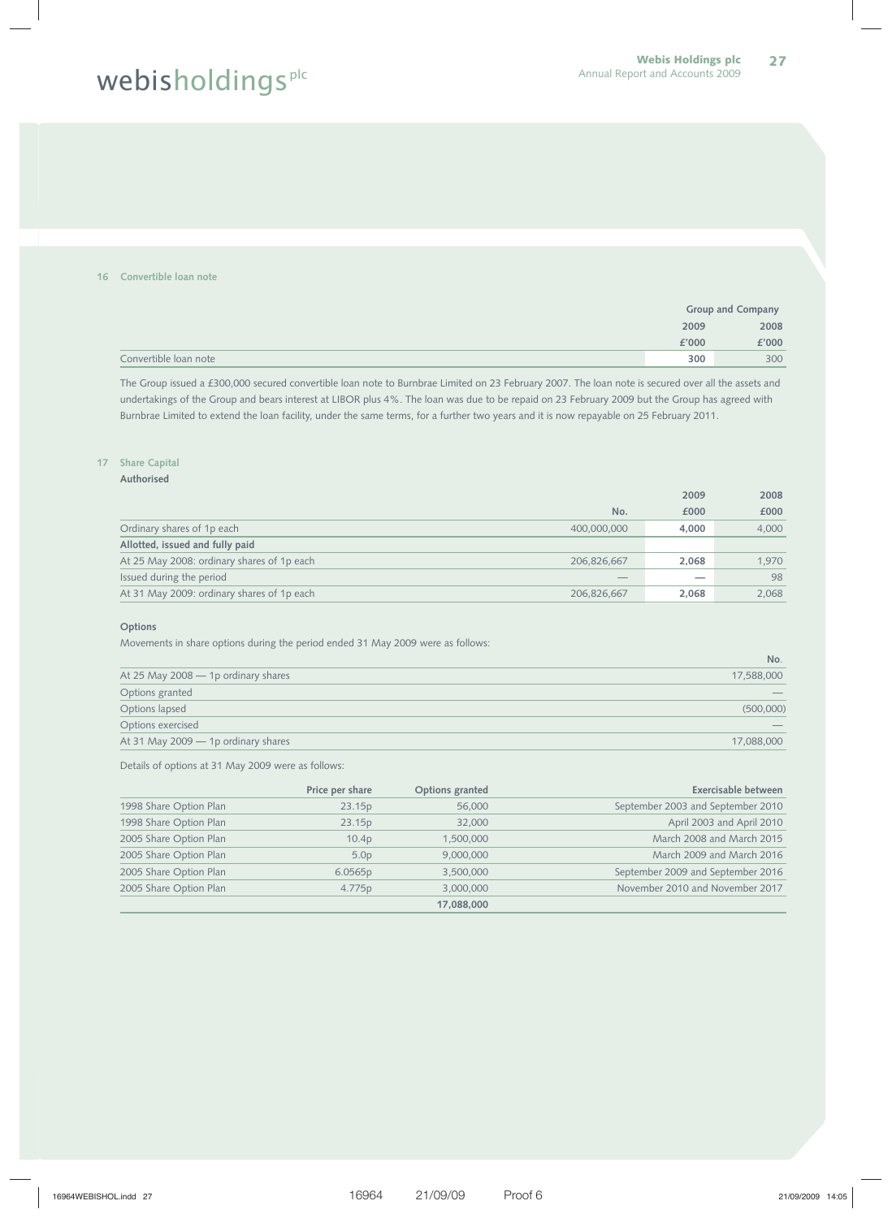## 16 Convertible loan note

| | Group and Company | |
|---|---|---|
| | 2009 | 2008 |
| | £'000 | £'000 |
| Convertible loan note | **300** | 300 |

The Group issued a £300,000 secured convertible loan note to Burnbrae Limited on 23 February 2007. The loan note is secured over all the assets and undertakings of the Group and bears interest at LIBOR plus 4%. The loan was due to be repaid on 23 February 2009 but the Group has agreed with Burnbrae Limited to extend the loan facility, under the same terms, for a further two years and it is now repayable on 25 February 2011.

## 17 Share Capital

**Authorised**

| | No. | 2009 £000 | 2008 £000 |
|---|---|---|---|
| Ordinary shares of 1p each | 400,000,000 | **4,000** | 4,000 |
| **Allotted, issued and fully paid** | | | |
| At 25 May 2008: ordinary shares of 1p each | 206,826,667 | **2,068** | 1,970 |
| Issued during the period | — | — | 98 |
| At 31 May 2009: ordinary shares of 1p each | 206,826,667 | **2,068** | 2,068 |

**Options**

Movements in share options during the period ended 31 May 2009 were as follows:

| | No. |
|---|---|
| At 25 May 2008 — 1p ordinary shares | 17,588,000 |
| Options granted | — |
| Options lapsed | (500,000) |
| Options exercised | — |
| At 31 May 2009 — 1p ordinary shares | 17,088,000 |

Details of options at 31 May 2009 were as follows:

| | Price per share | Options granted | Exercisable between |
|---|---|---|---|
| 1998 Share Option Plan | 23.15p | 56,000 | September 2003 and September 2010 |
| 1998 Share Option Plan | 23.15p | 32,000 | April 2003 and April 2010 |
| 2005 Share Option Plan | 10.4p | 1,500,000 | March 2008 and March 2015 |
| 2005 Share Option Plan | 5.0p | 9,000,000 | March 2009 and March 2016 |
| 2005 Share Option Plan | 6.0565p | 3,500,000 | September 2009 and September 2016 |
| 2005 Share Option Plan | 4.775p | 3,000,000 | November 2010 and November 2017 |
| | | **17,088,000** | |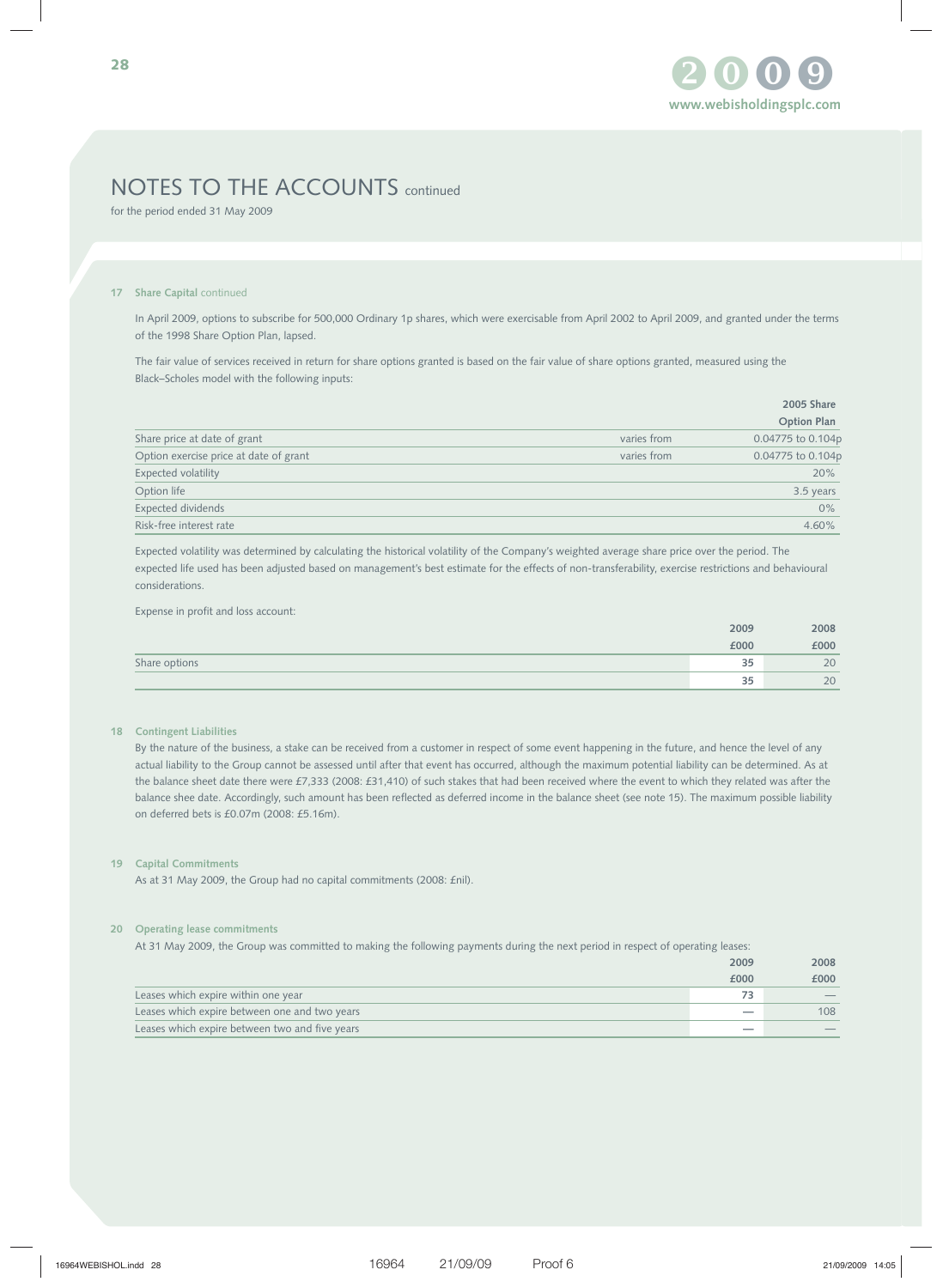# NOTES TO THE ACCOUNTS continued

for the period ended 31 May 2009

### 17 Share Capital continued

In April 2009, options to subscribe for 500,000 Ordinary 1p shares, which were exercisable from April 2002 to April 2009, and granted under the terms of the 1998 Share Option Plan, lapsed.

The fair value of services received in return for share options granted is based on the fair value of share options granted, measured using the Black–Scholes model with the following inputs:

| | | 2005 Share Option Plan |
|---|---|---|
| Share price at date of grant | varies from | 0.04775 to 0.104p |
| Option exercise price at date of grant | varies from | 0.04775 to 0.104p |
| Expected volatility | | 20% |
| Option life | | 3.5 years |
| Expected dividends | | 0% |
| Risk-free interest rate | | 4.60% |

Expected volatility was determined by calculating the historical volatility of the Company's weighted average share price over the period. The expected life used has been adjusted based on management's best estimate for the effects of non-transferability, exercise restrictions and behavioural considerations.

Expense in profit and loss account:

| | 2009 £000 | 2008 £000 |
|---|---|---|
| Share options | **35** | 20 |
| | **35** | 20 |

### 18 Contingent Liabilities

By the nature of the business, a stake can be received from a customer in respect of some event happening in the future, and hence the level of any actual liability to the Group cannot be assessed until after that event has occurred, although the maximum potential liability can be determined. As at the balance sheet date there were £7,333 (2008: £31,410) of such stakes that had been received where the event to which they related was after the balance shee date. Accordingly, such amount has been reflected as deferred income in the balance sheet (see note 15). The maximum possible liability on deferred bets is £0.07m (2008: £5.16m).

### 19 Capital Commitments

As at 31 May 2009, the Group had no capital commitments (2008: £nil).

### 20 Operating lease commitments

At 31 May 2009, the Group was committed to making the following payments during the next period in respect of operating leases:

| | 2009 £000 | 2008 £000 |
|---|---|---|
| Leases which expire within one year | **73** | — |
| Leases which expire between one and two years | **—** | 108 |
| Leases which expire between two and five years | **—** | — |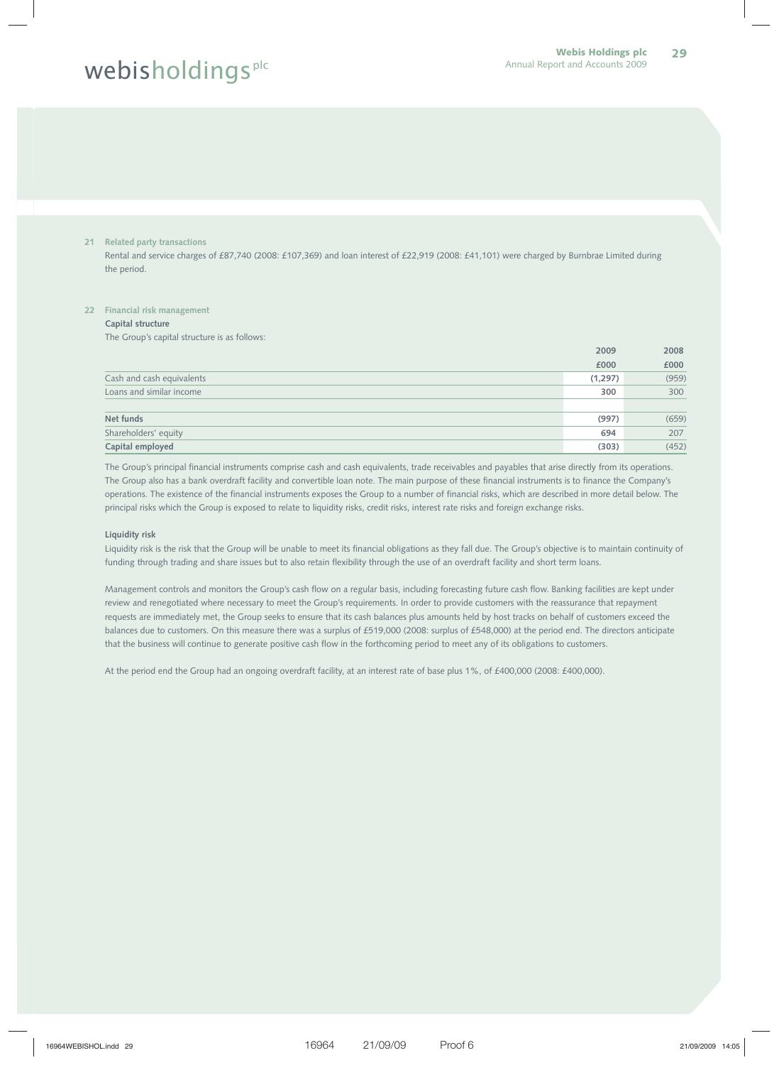## 21 Related party transactions

Rental and service charges of £87,740 (2008: £107,369) and loan interest of £22,919 (2008: £41,101) were charged by Burnbrae Limited during the period.

## 22 Financial risk management

**Capital structure**

The Group's capital structure is as follows:

| | 2009<br>£000 | 2008<br>£000 |
|---|---|---|
| Cash and cash equivalents | **(1,297)** | (959) |
| Loans and similar income | **300** | 300 |
| | | |
| **Net funds** | **(997)** | (659) |
| Shareholders' equity | **694** | 207 |
| **Capital employed** | **(303)** | (452) |

The Group's principal financial instruments comprise cash and cash equivalents, trade receivables and payables that arise directly from its operations. The Group also has a bank overdraft facility and convertible loan note. The main purpose of these financial instruments is to finance the Company's operations. The existence of the financial instruments exposes the Group to a number of financial risks, which are described in more detail below. The principal risks which the Group is exposed to relate to liquidity risks, credit risks, interest rate risks and foreign exchange risks.

**Liquidity risk**

Liquidity risk is the risk that the Group will be unable to meet its financial obligations as they fall due. The Group's objective is to maintain continuity of funding through trading and share issues but to also retain flexibility through the use of an overdraft facility and short term loans.

Management controls and monitors the Group's cash flow on a regular basis, including forecasting future cash flow. Banking facilities are kept under review and renegotiated where necessary to meet the Group's requirements. In order to provide customers with the reassurance that repayment requests are immediately met, the Group seeks to ensure that its cash balances plus amounts held by host tracks on behalf of customers exceed the balances due to customers. On this measure there was a surplus of £519,000 (2008: surplus of £548,000) at the period end. The directors anticipate that the business will continue to generate positive cash flow in the forthcoming period to meet any of its obligations to customers.

At the period end the Group had an ongoing overdraft facility, at an interest rate of base plus 1%, of £400,000 (2008: £400,000).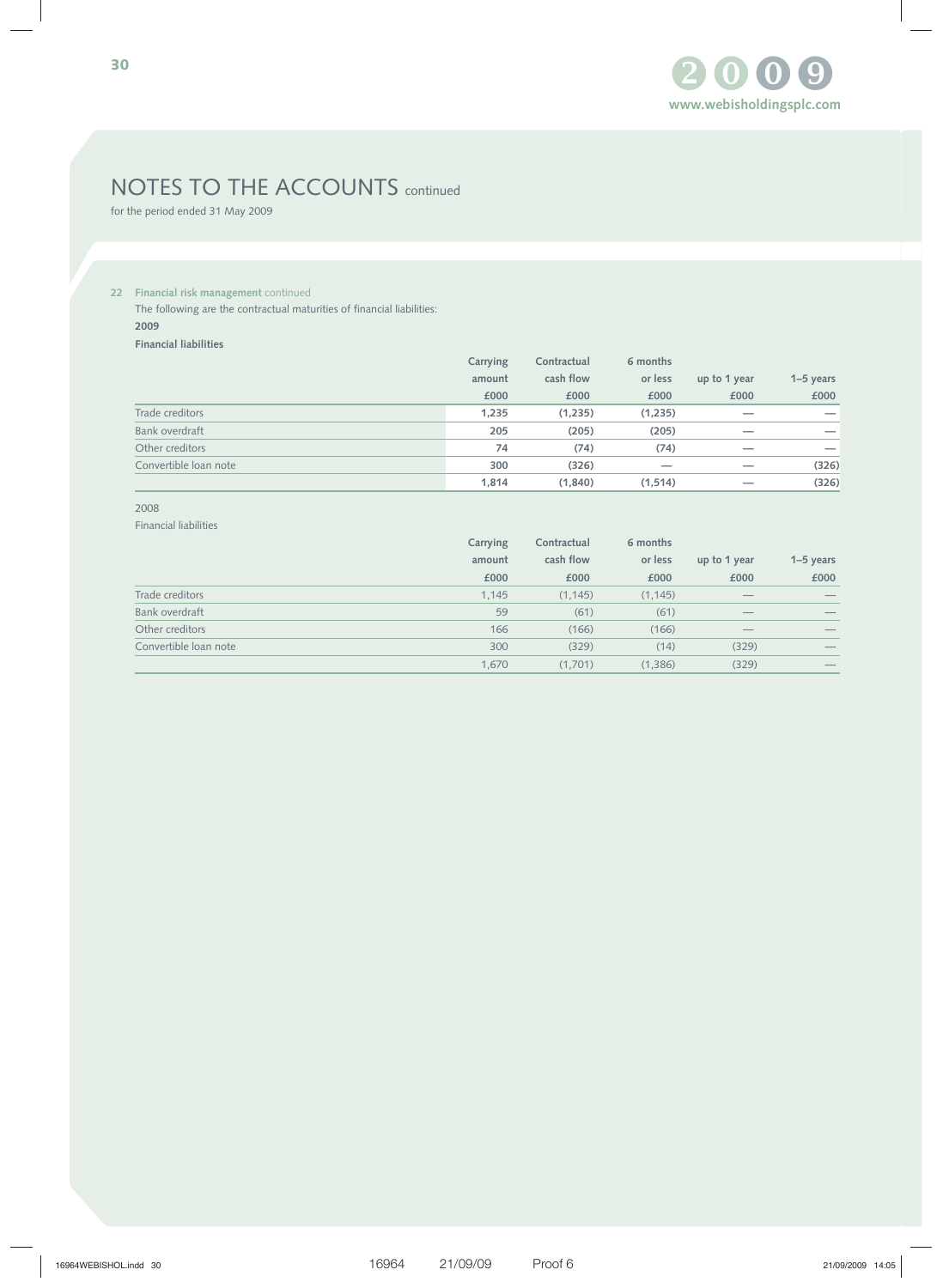# NOTES TO THE ACCOUNTS continued

for the period ended 31 May 2009

## 22 Financial risk management continued

The following are the contractual maturities of financial liabilities:

**2009**

**Financial liabilities**

| | Carrying amount £000 | Contractual cash flow £000 | 6 months or less £000 | up to 1 year £000 | 1–5 years £000 |
|---|---|---|---|---|---|
| Trade creditors | **1,235** | **(1,235)** | **(1,235)** | — | — |
| Bank overdraft | **205** | **(205)** | **(205)** | — | — |
| Other creditors | **74** | **(74)** | **(74)** | — | — |
| Convertible loan note | **300** | **(326)** | — | — | **(326)** |
| | **1,814** | **(1,840)** | **(1,514)** | — | **(326)** |

2008

Financial liabilities

| | Carrying amount £000 | Contractual cash flow £000 | 6 months or less £000 | up to 1 year £000 | 1–5 years £000 |
|---|---|---|---|---|---|
| Trade creditors | 1,145 | (1,145) | (1,145) | — | — |
| Bank overdraft | 59 | (61) | (61) | — | — |
| Other creditors | 166 | (166) | (166) | — | — |
| Convertible loan note | 300 | (329) | (14) | (329) | — |
| | 1,670 | (1,701) | (1,386) | (329) | — |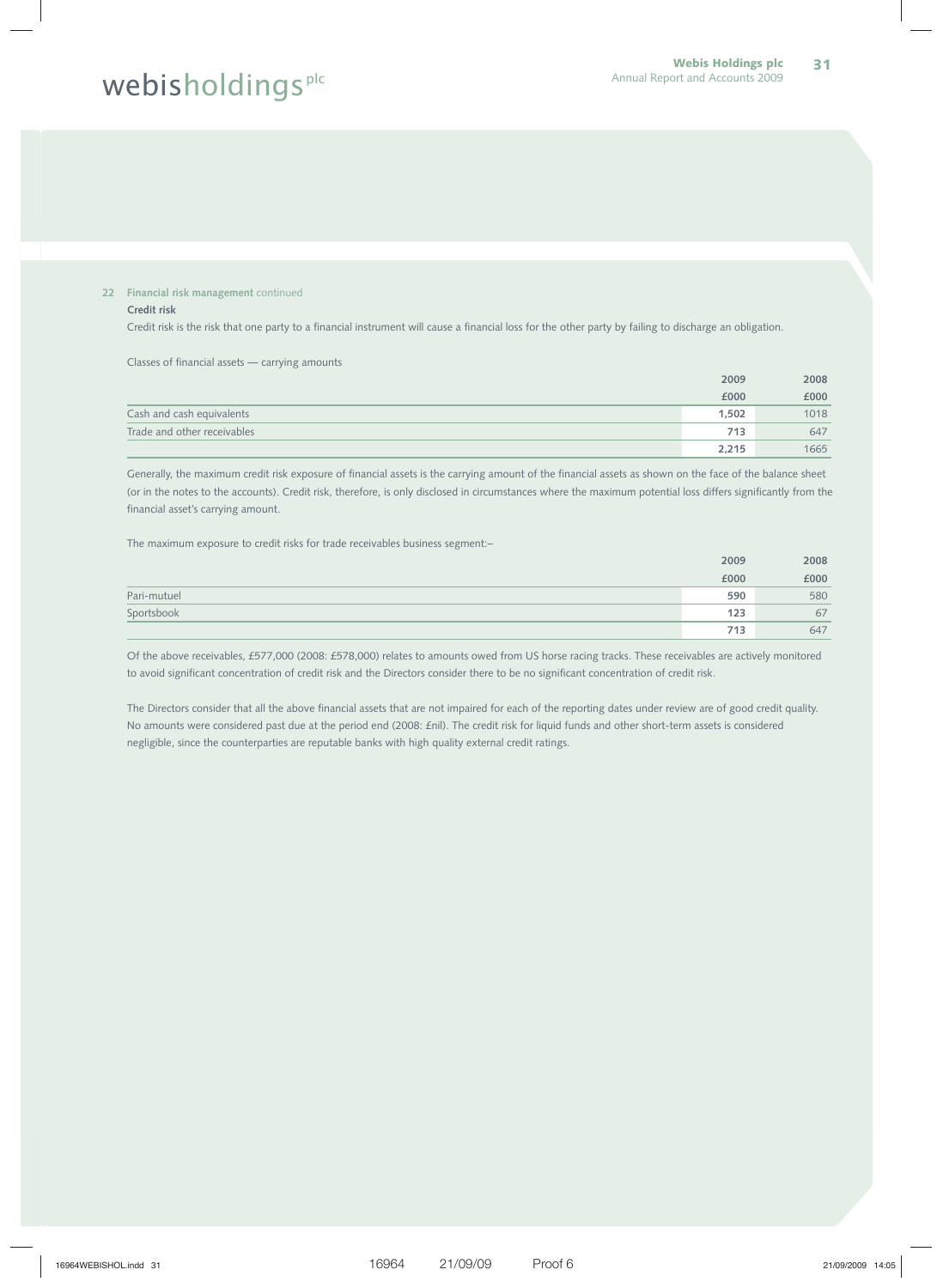## 22 Financial risk management continued

### Credit risk

Credit risk is the risk that one party to a financial instrument will cause a financial loss for the other party by failing to discharge an obligation.

Classes of financial assets — carrying amounts

| | 2009 £000 | 2008 £000 |
|---|---|---|
| Cash and cash equivalents | **1,502** | 1018 |
| Trade and other receivables | **713** | 647 |
| | **2,215** | 1665 |

Generally, the maximum credit risk exposure of financial assets is the carrying amount of the financial assets as shown on the face of the balance sheet (or in the notes to the accounts). Credit risk, therefore, is only disclosed in circumstances where the maximum potential loss differs significantly from the financial asset's carrying amount.

The maximum exposure to credit risks for trade receivables business segment:–

| | 2009 £000 | 2008 £000 |
|---|---|---|
| Pari-mutuel | **590** | 580 |
| Sportsbook | **123** | 67 |
| | **713** | 647 |

Of the above receivables, £577,000 (2008: £578,000) relates to amounts owed from US horse racing tracks. These receivables are actively monitored to avoid significant concentration of credit risk and the Directors consider there to be no significant concentration of credit risk.

The Directors consider that all the above financial assets that are not impaired for each of the reporting dates under review are of good credit quality. No amounts were considered past due at the period end (2008: £nil). The credit risk for liquid funds and other short-term assets is considered negligible, since the counterparties are reputable banks with high quality external credit ratings.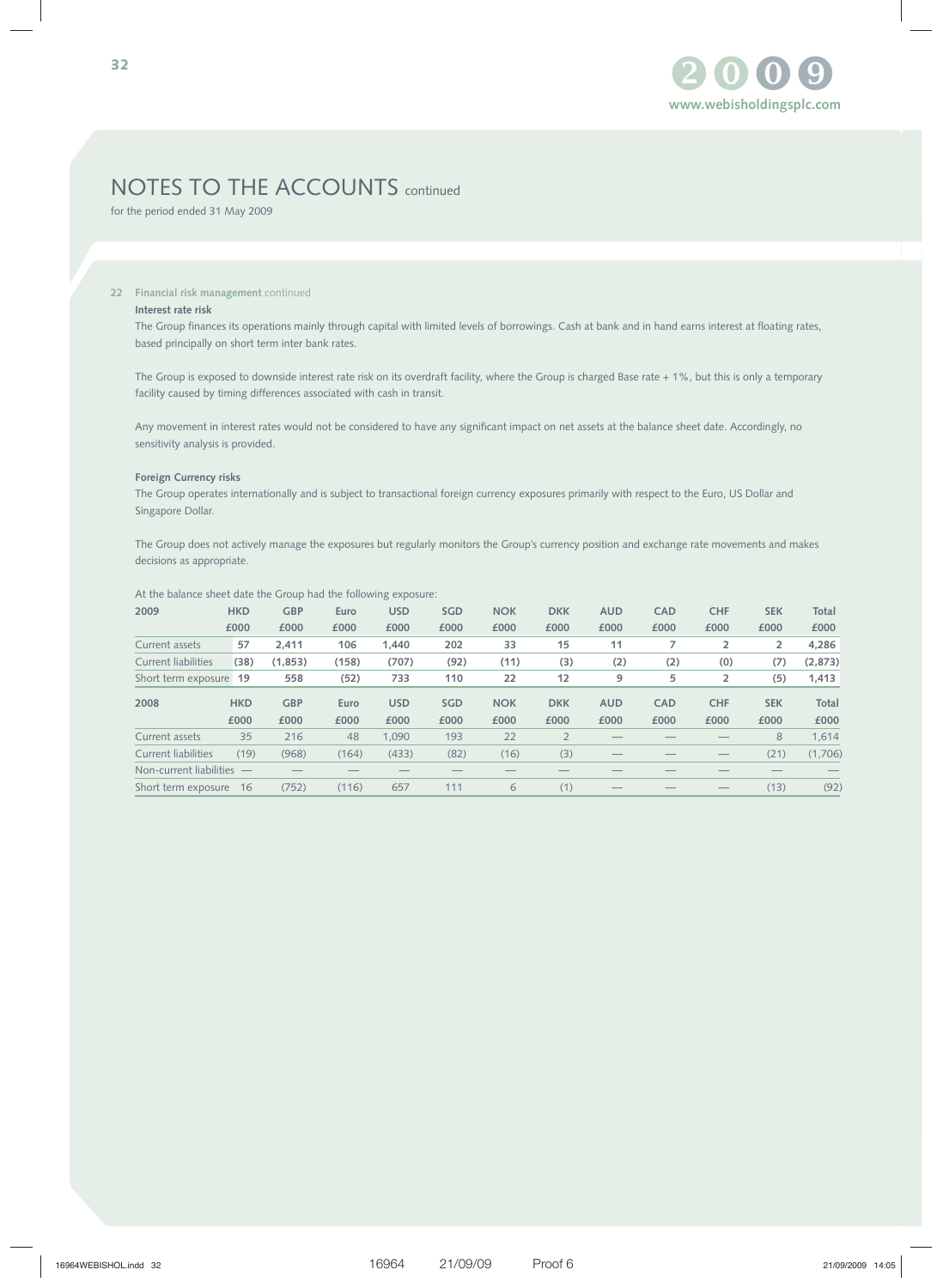# NOTES TO THE ACCOUNTS continued

for the period ended 31 May 2009

## 22 Financial risk management continued

### Interest rate risk

The Group finances its operations mainly through capital with limited levels of borrowings. Cash at bank and in hand earns interest at floating rates, based principally on short term inter bank rates.

The Group is exposed to downside interest rate risk on its overdraft facility, where the Group is charged Base rate + 1%, but this is only a temporary facility caused by timing differences associated with cash in transit.

Any movement in interest rates would not be considered to have any significant impact on net assets at the balance sheet date. Accordingly, no sensitivity analysis is provided.

### Foreign Currency risks

The Group operates internationally and is subject to transactional foreign currency exposures primarily with respect to the Euro, US Dollar and Singapore Dollar.

The Group does not actively manage the exposures but regularly monitors the Group's currency position and exchange rate movements and makes decisions as appropriate.

At the balance sheet date the Group had the following exposure:

| 2009 | HKD | GBP | Euro | USD | SGD | NOK | DKK | AUD | CAD | CHF | SEK | Total |
|---|---|---|---|---|---|---|---|---|---|---|---|---|
| | £000 | £000 | £000 | £000 | £000 | £000 | £000 | £000 | £000 | £000 | £000 | £000 |
| Current assets | 57 | 2,411 | 106 | 1,440 | 202 | 33 | 15 | 11 | 7 | 2 | 2 | 4,286 |
| Current liabilities | (38) | (1,853) | (158) | (707) | (92) | (11) | (3) | (2) | (2) | (0) | (7) | (2,873) |
| Short term exposure | 19 | 558 | (52) | 733 | 110 | 22 | 12 | 9 | 5 | 2 | (5) | 1,413 |

| 2008 | HKD | GBP | Euro | USD | SGD | NOK | DKK | AUD | CAD | CHF | SEK | Total |
|---|---|---|---|---|---|---|---|---|---|---|---|---|
| | £000 | £000 | £000 | £000 | £000 | £000 | £000 | £000 | £000 | £000 | £000 | £000 |
| Current assets | 35 | 216 | 48 | 1,090 | 193 | 22 | 2 | — | — | — | 8 | 1,614 |
| Current liabilities | (19) | (968) | (164) | (433) | (82) | (16) | (3) | — | — | — | (21) | (1,706) |
| Non-current liabilities | — | — | — | — | — | — | — | — | — | — | — | — |
| Short term exposure | 16 | (752) | (116) | 657 | 111 | 6 | (1) | — | — | — | (13) | (92) |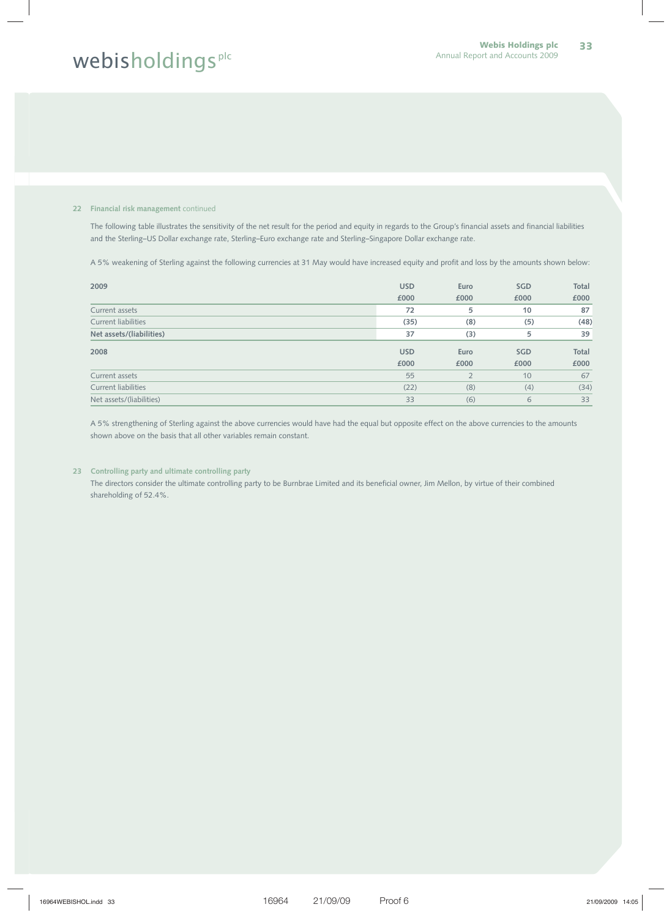## 22 Financial risk management continued

The following table illustrates the sensitivity of the net result for the period and equity in regards to the Group's financial assets and financial liabilities and the Sterling–US Dollar exchange rate, Sterling–Euro exchange rate and Sterling–Singapore Dollar exchange rate.

A 5% weakening of Sterling against the following currencies at 31 May would have increased equity and profit and loss by the amounts shown below:

| **2009** | **USD £000** | **Euro £000** | **SGD £000** | **Total £000** |
|---|---|---|---|---|
| Current assets | **72** | **5** | **10** | **87** |
| Current liabilities | **(35)** | **(8)** | **(5)** | **(48)** |
| **Net assets/(liabilities)** | **37** | **(3)** | **5** | **39** |

| 2008 | USD £000 | Euro £000 | SGD £000 | Total £000 |
|---|---|---|---|---|
| Current assets | 55 | 2 | 10 | 67 |
| Current liabilities | (22) | (8) | (4) | (34) |
| Net assets/(liabilities) | 33 | (6) | 6 | 33 |

A 5% strengthening of Sterling against the above currencies would have had the equal but opposite effect on the above currencies to the amounts shown above on the basis that all other variables remain constant.

## 23 Controlling party and ultimate controlling party

The directors consider the ultimate controlling party to be Burnbrae Limited and its beneficial owner, Jim Mellon, by virtue of their combined shareholding of 52.4%.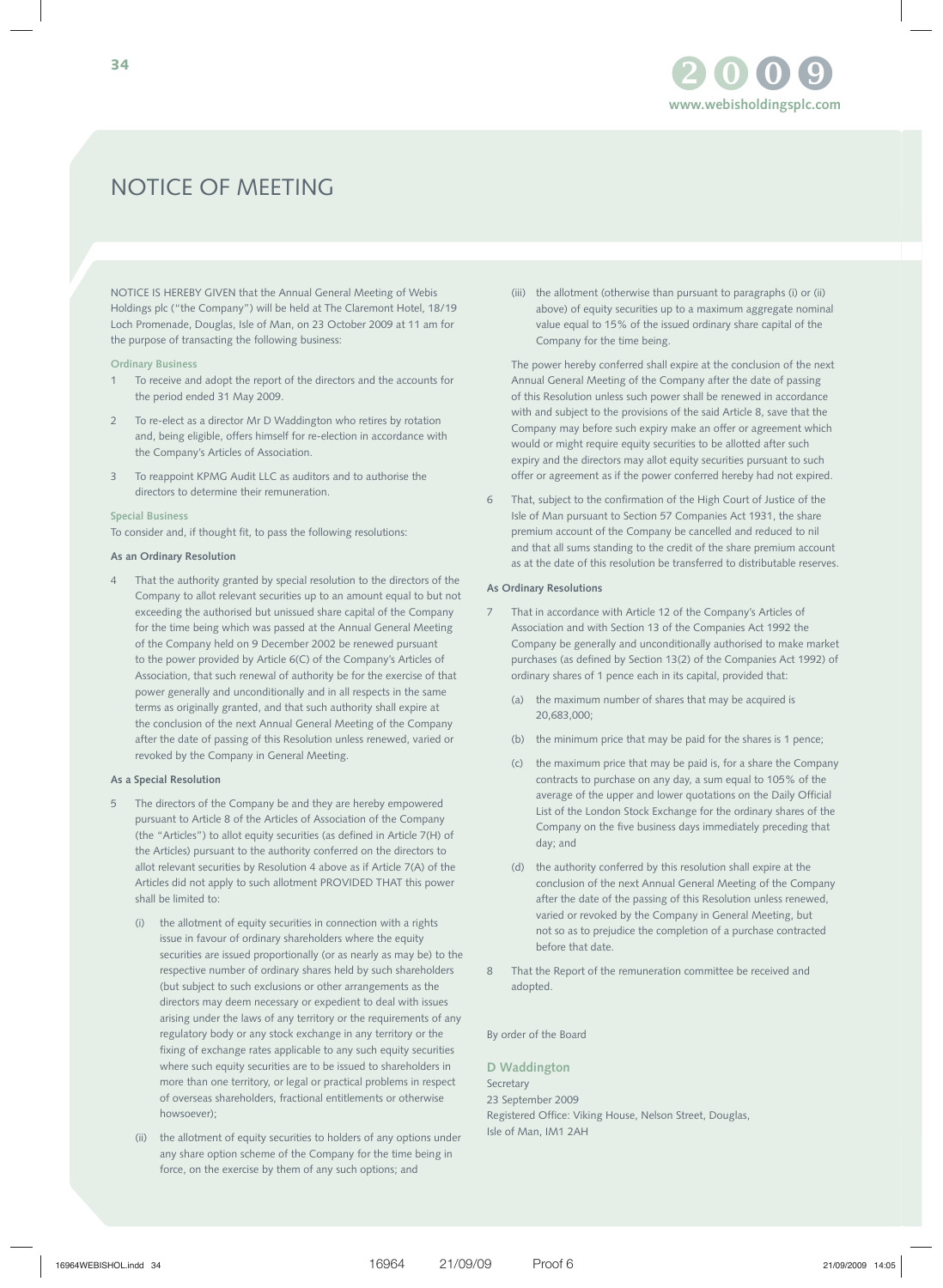# NOTICE OF MEETING

NOTICE IS HEREBY GIVEN that the Annual General Meeting of Webis Holdings plc ("the Company") will be held at The Claremont Hotel, 18/19 Loch Promenade, Douglas, Isle of Man, on 23 October 2009 at 11 am for the purpose of transacting the following business:

**Ordinary Business**

1. To receive and adopt the report of the directors and the accounts for the period ended 31 May 2009.

2. To re-elect as a director Mr D Waddington who retires by rotation and, being eligible, offers himself for re-election in accordance with the Company's Articles of Association.

3. To reappoint KPMG Audit LLC as auditors and to authorise the directors to determine their remuneration.

**Special Business**

To consider and, if thought fit, to pass the following resolutions:

**As an Ordinary Resolution**

4. That the authority granted by special resolution to the directors of the Company to allot relevant securities up to an amount equal to but not exceeding the authorised but unissued share capital of the Company for the time being which was passed at the Annual General Meeting of the Company held on 9 December 2002 be renewed pursuant to the power provided by Article 6(C) of the Company's Articles of Association, that such renewal of authority be for the exercise of that power generally and unconditionally and in all respects in the same terms as originally granted, and that such authority shall expire at the conclusion of the next Annual General Meeting of the Company after the date of passing of this Resolution unless renewed, varied or revoked by the Company in General Meeting.

**As a Special Resolution**

5. The directors of the Company be and they are hereby empowered pursuant to Article 8 of the Articles of Association of the Company (the "Articles") to allot equity securities (as defined in Article 7(H) of the Articles) pursuant to the authority conferred on the directors to allot relevant securities by Resolution 4 above as if Article 7(A) of the Articles did not apply to such allotment PROVIDED THAT this power shall be limited to:

   (i) the allotment of equity securities in connection with a rights issue in favour of ordinary shareholders where the equity securities are issued proportionally (or as nearly as may be) to the respective number of ordinary shares held by such shareholders (but subject to such exclusions or other arrangements as the directors may deem necessary or expedient to deal with issues arising under the laws of any territory or the requirements of any regulatory body or any stock exchange in any territory or the fixing of exchange rates applicable to any such equity securities where such equity securities are to be issued to shareholders in more than one territory, or legal or practical problems in respect of overseas shareholders, fractional entitlements or otherwise howsoever);

   (ii) the allotment of equity securities to holders of any options under any share option scheme of the Company for the time being in force, on the exercise by them of any such options; and

   (iii) the allotment (otherwise than pursuant to paragraphs (i) or (ii) above) of equity securities up to a maximum aggregate nominal value equal to 15% of the issued ordinary share capital of the Company for the time being.

   The power hereby conferred shall expire at the conclusion of the next Annual General Meeting of the Company after the date of passing of this Resolution unless such power shall be renewed in accordance with and subject to the provisions of the said Article 8, save that the Company may before such expiry make an offer or agreement which would or might require equity securities to be allotted after such expiry and the directors may allot equity securities pursuant to such offer or agreement as if the power conferred hereby had not expired.

6. That, subject to the confirmation of the High Court of Justice of the Isle of Man pursuant to Section 57 Companies Act 1931, the share premium account of the Company be cancelled and reduced to nil and that all sums standing to the credit of the share premium account as at the date of this resolution be transferred to distributable reserves.

**As Ordinary Resolutions**

7. That in accordance with Article 12 of the Company's Articles of Association and with Section 13 of the Companies Act 1992 the Company be generally and unconditionally authorised to make market purchases (as defined by Section 13(2) of the Companies Act 1992) of ordinary shares of 1 pence each in its capital, provided that:

   (a) the maximum number of shares that may be acquired is 20,683,000;

   (b) the minimum price that may be paid for the shares is 1 pence;

   (c) the maximum price that may be paid is, for a share the Company contracts to purchase on any day, a sum equal to 105% of the average of the upper and lower quotations on the Daily Official List of the London Stock Exchange for the ordinary shares of the Company on the five business days immediately preceding that day; and

   (d) the authority conferred by this resolution shall expire at the conclusion of the next Annual General Meeting of the Company after the date of the passing of this Resolution unless renewed, varied or revoked by the Company in General Meeting, but not so as to prejudice the completion of a purchase contracted before that date.

8. That the Report of the remuneration committee be received and adopted.

By order of the Board

**D Waddington**
Secretary
23 September 2009
Registered Office: Viking House, Nelson Street, Douglas, Isle of Man, IM1 2AH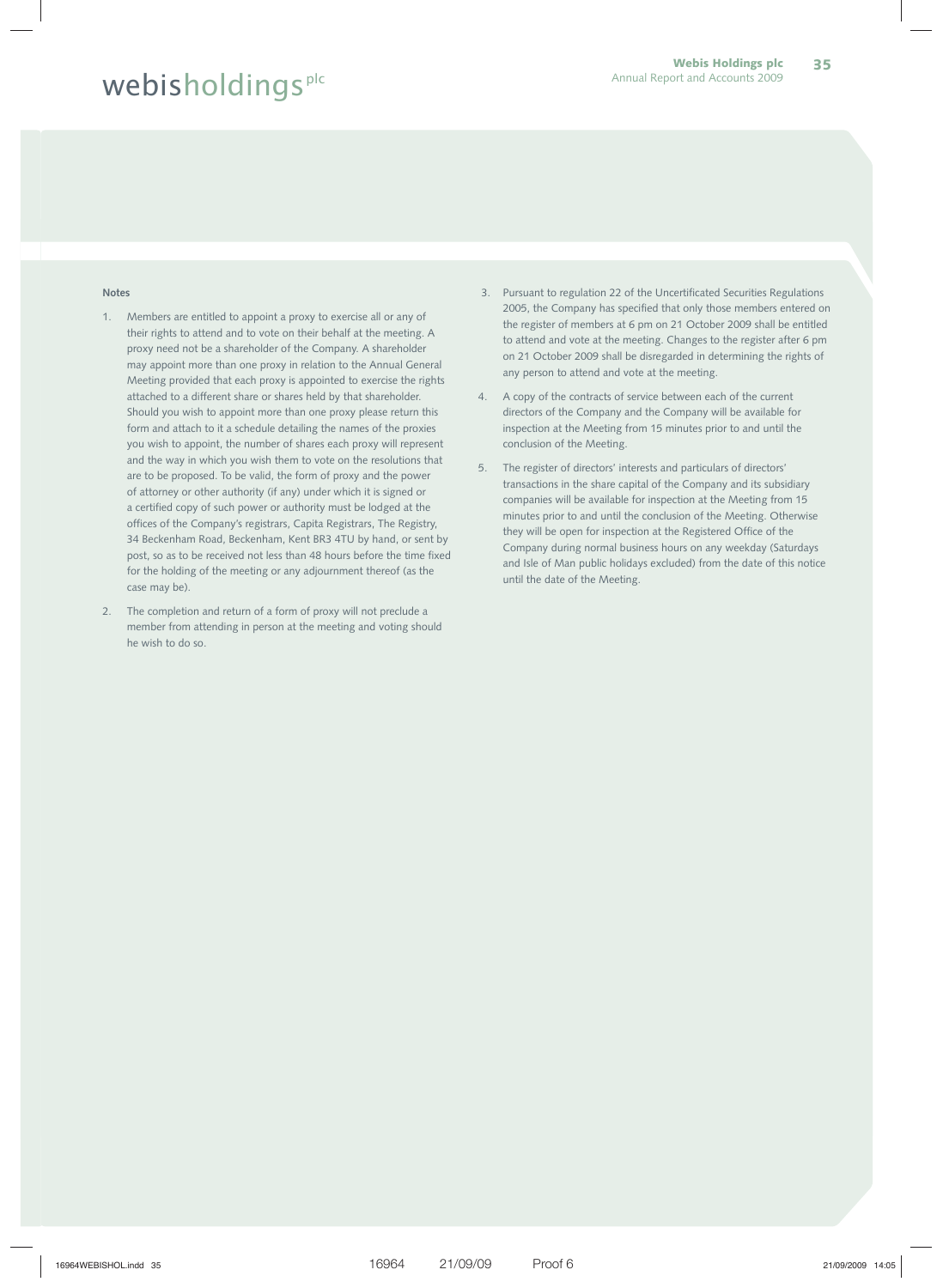**Notes**

1. Members are entitled to appoint a proxy to exercise all or any of their rights to attend and to vote on their behalf at the meeting. A proxy need not be a shareholder of the Company. A shareholder may appoint more than one proxy in relation to the Annual General Meeting provided that each proxy is appointed to exercise the rights attached to a different share or shares held by that shareholder. Should you wish to appoint more than one proxy please return this form and attach to it a schedule detailing the names of the proxies you wish to appoint, the number of shares each proxy will represent and the way in which you wish them to vote on the resolutions that are to be proposed. To be valid, the form of proxy and the power of attorney or other authority (if any) under which it is signed or a certified copy of such power or authority must be lodged at the offices of the Company's registrars, Capita Registrars, The Registry, 34 Beckenham Road, Beckenham, Kent BR3 4TU by hand, or sent by post, so as to be received not less than 48 hours before the time fixed for the holding of the meeting or any adjournment thereof (as the case may be).

2. The completion and return of a form of proxy will not preclude a member from attending in person at the meeting and voting should he wish to do so.

3. Pursuant to regulation 22 of the Uncertificated Securities Regulations 2005, the Company has specified that only those members entered on the register of members at 6 pm on 21 October 2009 shall be entitled to attend and vote at the meeting. Changes to the register after 6 pm on 21 October 2009 shall be disregarded in determining the rights of any person to attend and vote at the meeting.

4. A copy of the contracts of service between each of the current directors of the Company and the Company will be available for inspection at the Meeting from 15 minutes prior to and until the conclusion of the Meeting.

5. The register of directors' interests and particulars of directors' transactions in the share capital of the Company and its subsidiary companies will be available for inspection at the Meeting from 15 minutes prior to and until the conclusion of the Meeting. Otherwise they will be open for inspection at the Registered Office of the Company during normal business hours on any weekday (Saturdays and Isle of Man public holidays excluded) from the date of this notice until the date of the Meeting.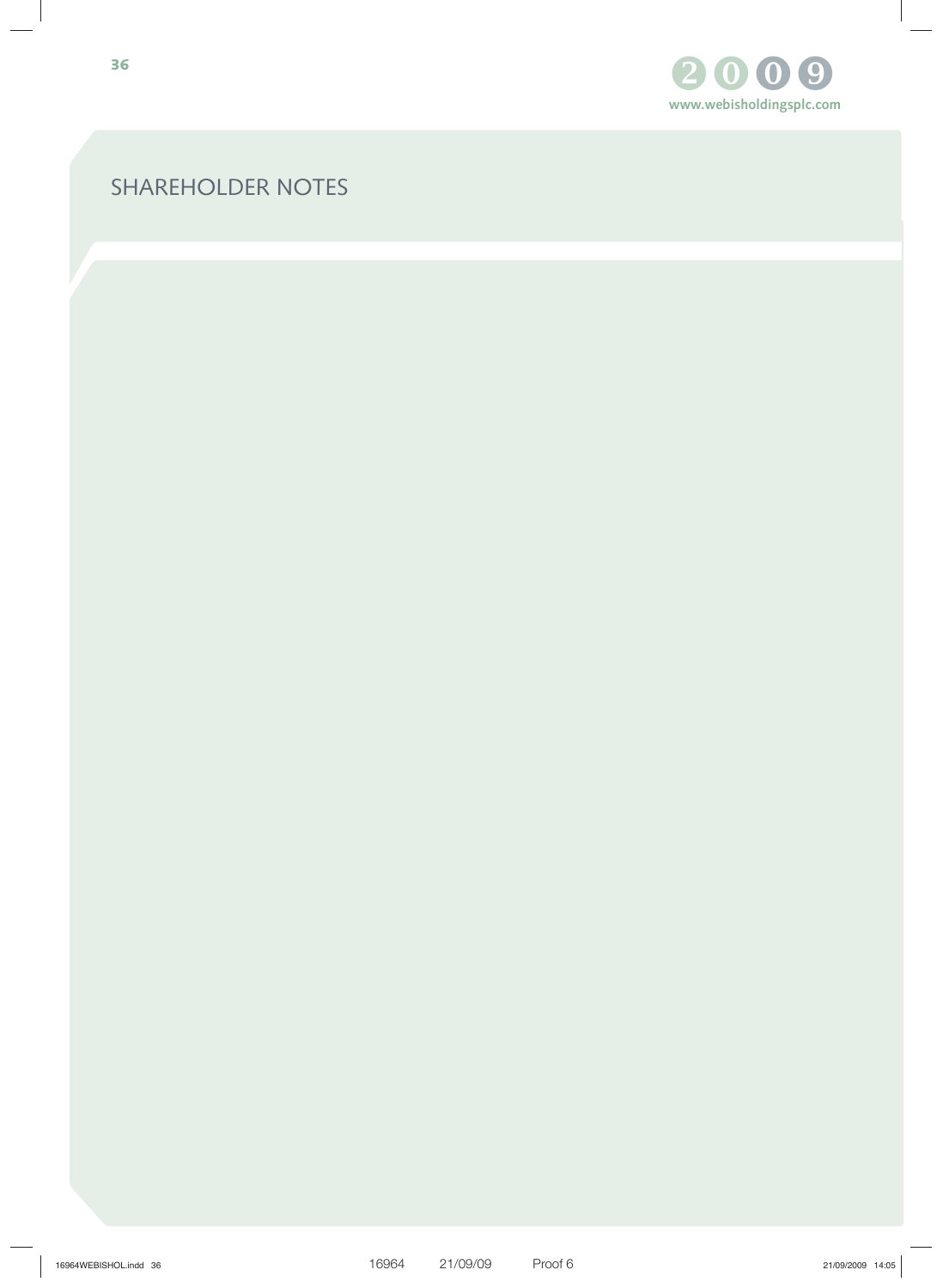## SHAREHOLDER NOTES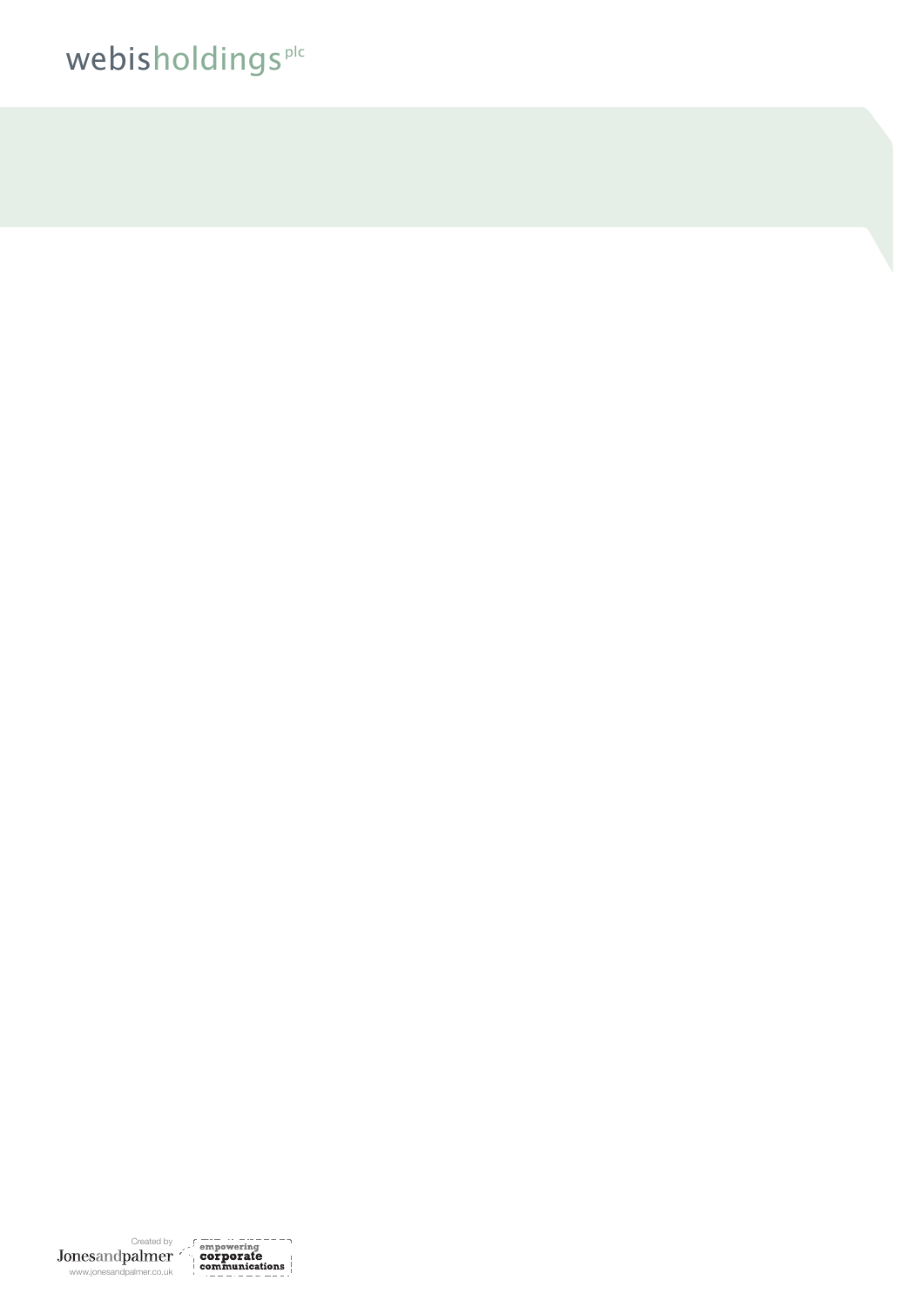webisholdings plc

Created by Jonesandpalmer
www.jonesandpalmer.co.uk

empowering corporate communications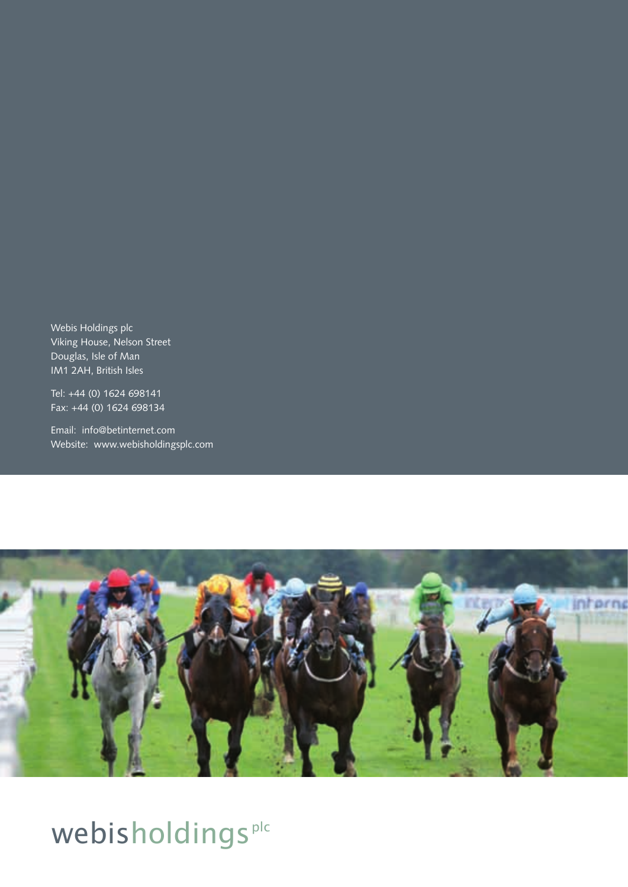Webis Holdings plc
Viking House, Nelson Street
Douglas, Isle of Man
IM1 2AH, British Isles

Tel: +44 (0) 1624 698141
Fax: +44 (0) 1624 698134

Email: info@betinternet.com
Website: www.webisholdingsplc.com

webisholdings plc